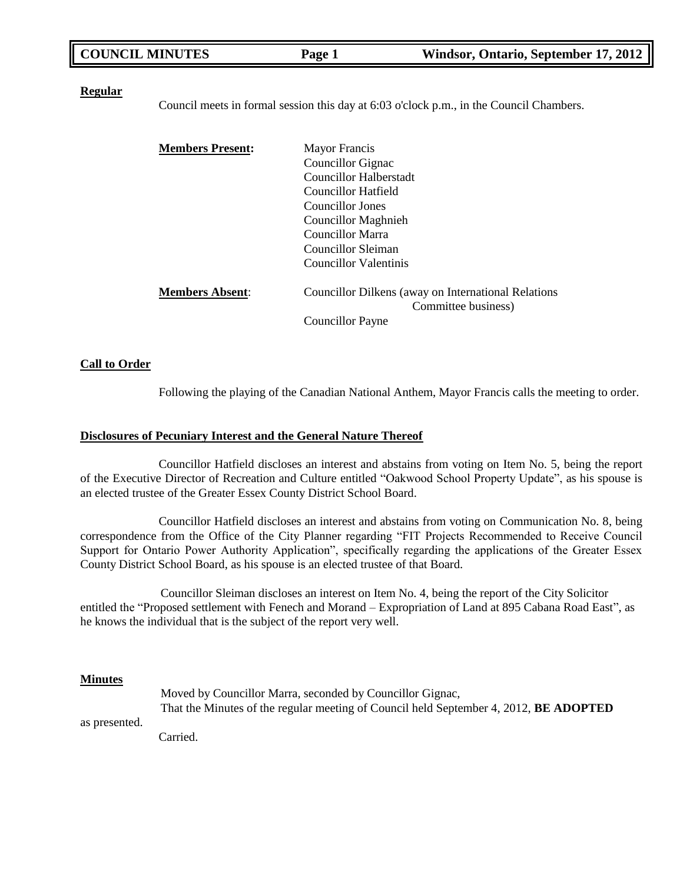**Regular**

Council meets in formal session this day at 6:03 o'clock p.m., in the Council Chambers.

**Members Present:**

- Mayor Francis
- Councillor Gignac
- Councillor Halberstadt
- Councillor Hatfield
- Councillor Jones
- Councillor Maghnieh
- Councillor Marra
- Councillor Sleiman
- Councillor Valentinis

**Members Absent:**

- Councillor Dilkens (away on International Relations Committee business)
- Councillor Payne

**Call to Order**

Following the playing of the Canadian National Anthem, Mayor Francis calls the meeting to order.

**Disclosures of Pecuniary Interest and the General Nature Thereof**

Councillor Hatfield discloses an interest and abstains from voting on Item No. 5, being the report of the Executive Director of Recreation and Culture entitled "Oakwood School Property Update", as his spouse is an elected trustee of the Greater Essex County District School Board.

Councillor Hatfield discloses an interest and abstains from voting on Communication No. 8, being correspondence from the Office of the City Planner regarding "FIT Projects Recommended to Receive Council Support for Ontario Power Authority Application", specifically regarding the applications of the Greater Essex County District School Board, as his spouse is an elected trustee of that Board.

Councillor Sleiman discloses an interest on Item No. 4, being the report of the City Solicitor entitled the "Proposed settlement with Fenech and Morand – Expropriation of Land at 895 Cabana Road East", as he knows the individual that is the subject of the report very well.

**Minutes**

Moved by Councillor Marra, seconded by Councillor Gignac,

That the Minutes of the regular meeting of Council held September 4, 2012, **BE ADOPTED** as presented.

Carried.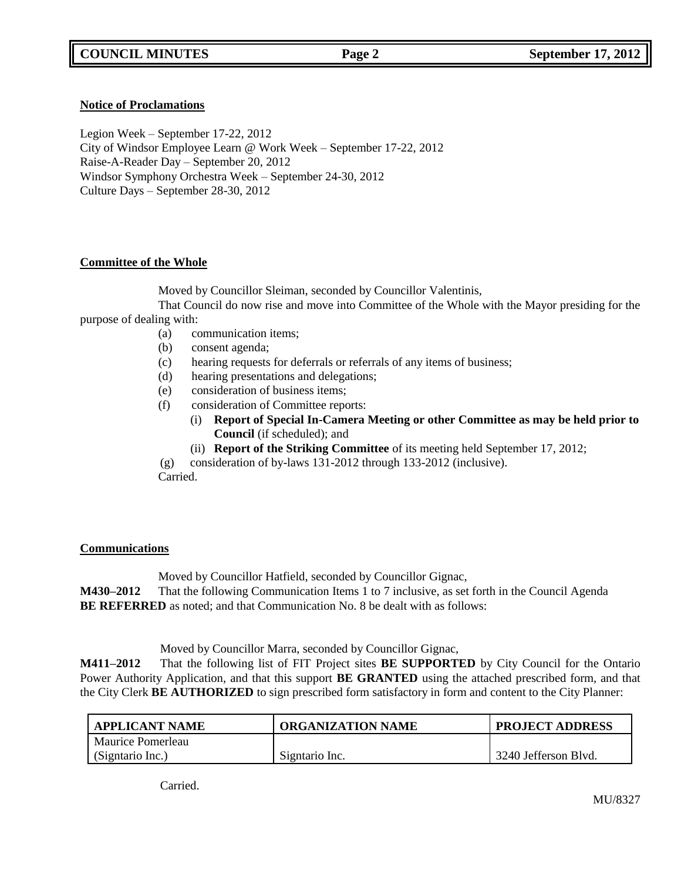**Notice of Proclamations**

Legion Week – September 17-22, 2012
City of Windsor Employee Learn @ Work Week – September 17-22, 2012
Raise-A-Reader Day – September 20, 2012
Windsor Symphony Orchestra Week – September 24-30, 2012
Culture Days – September 28-30, 2012

**Committee of the Whole**

Moved by Councillor Sleiman, seconded by Councillor Valentinis,

That Council do now rise and move into Committee of the Whole with the Mayor presiding for the purpose of dealing with:

(a) communication items;
(b) consent agenda;
(c) hearing requests for deferrals or referrals of any items of business;
(d) hearing presentations and delegations;
(e) consideration of business items;
(f) consideration of Committee reports:
   (i) **Report of Special In-Camera Meeting or other Committee as may be held prior to Council** (if scheduled); and
   (ii) **Report of the Striking Committee** of its meeting held September 17, 2012;
(g) consideration of by-laws 131-2012 through 133-2012 (inclusive).

Carried.

**Communications**

Moved by Councillor Hatfield, seconded by Councillor Gignac,

**M430–2012** That the following Communication Items 1 to 7 inclusive, as set forth in the Council Agenda **BE REFERRED** as noted; and that Communication No. 8 be dealt with as follows:

Moved by Councillor Marra, seconded by Councillor Gignac,

**M411–2012** That the following list of FIT Project sites **BE SUPPORTED** by City Council for the Ontario Power Authority Application, and that this support **BE GRANTED** using the attached prescribed form, and that the City Clerk **BE AUTHORIZED** to sign prescribed form satisfactory in form and content to the City Planner:

| APPLICANT NAME | ORGANIZATION NAME | PROJECT ADDRESS |
|---|---|---|
| Maurice Pomerleau (Signtario Inc.) | Signtario Inc. | 3240 Jefferson Blvd. |

Carried.

MU/8327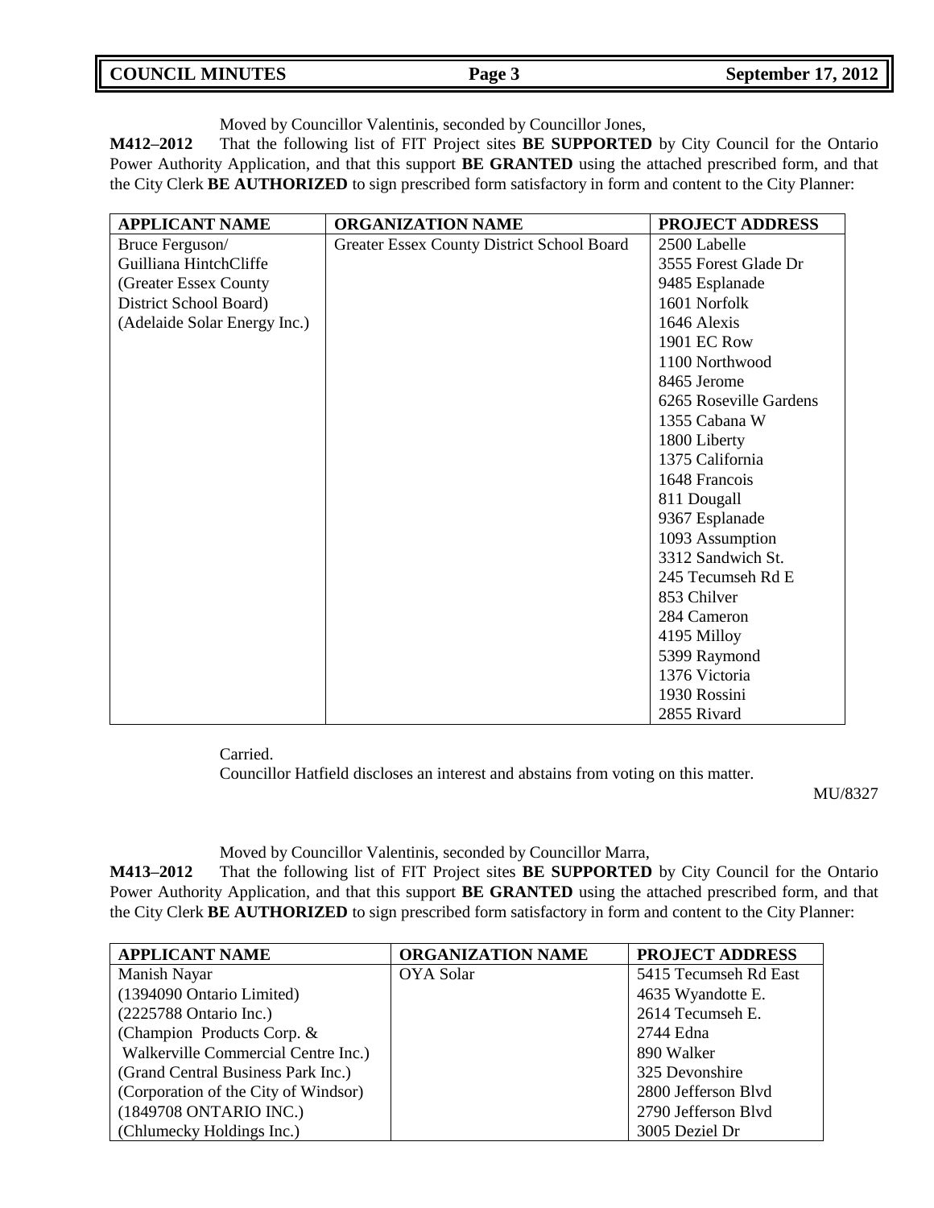Moved by Councillor Valentinis, seconded by Councillor Jones,

**M412–2012** That the following list of FIT Project sites **BE SUPPORTED** by City Council for the Ontario Power Authority Application, and that this support **BE GRANTED** using the attached prescribed form, and that the City Clerk **BE AUTHORIZED** to sign prescribed form satisfactory in form and content to the City Planner:

| APPLICANT NAME | ORGANIZATION NAME | PROJECT ADDRESS |
|---|---|---|
| Bruce Ferguson/ Guilliana HintchCliffe (Greater Essex County District School Board) (Adelaide Solar Energy Inc.) | Greater Essex County District School Board | 2500 Labelle<br>3555 Forest Glade Dr<br>9485 Esplanade<br>1601 Norfolk<br>1646 Alexis<br>1901 EC Row<br>1100 Northwood<br>8465 Jerome<br>6265 Roseville Gardens<br>1355 Cabana W<br>1800 Liberty<br>1375 California<br>1648 Francois<br>811 Dougall<br>9367 Esplanade<br>1093 Assumption<br>3312 Sandwich St.<br>245 Tecumseh Rd E<br>853 Chilver<br>284 Cameron<br>4195 Milloy<br>5399 Raymond<br>1376 Victoria<br>1930 Rossini<br>2855 Rivard |

Carried.

Councillor Hatfield discloses an interest and abstains from voting on this matter.

MU/8327

Moved by Councillor Valentinis, seconded by Councillor Marra,

**M413–2012** That the following list of FIT Project sites **BE SUPPORTED** by City Council for the Ontario Power Authority Application, and that this support **BE GRANTED** using the attached prescribed form, and that the City Clerk **BE AUTHORIZED** to sign prescribed form satisfactory in form and content to the City Planner:

| APPLICANT NAME | ORGANIZATION NAME | PROJECT ADDRESS |
|---|---|---|
| Manish Nayar<br>(1394090 Ontario Limited)<br>(2225788 Ontario Inc.)<br>(Champion Products Corp. & Walkerville Commercial Centre Inc.)<br>(Grand Central Business Park Inc.)<br>(Corporation of the City of Windsor)<br>(1849708 ONTARIO INC.)<br>(Chlumecky Holdings Inc.) | OYA Solar | 5415 Tecumseh Rd East<br>4635 Wyandotte E.<br>2614 Tecumseh E.<br>2744 Edna<br>890 Walker<br>325 Devonshire<br>2800 Jefferson Blvd<br>2790 Jefferson Blvd<br>3005 Deziel Dr |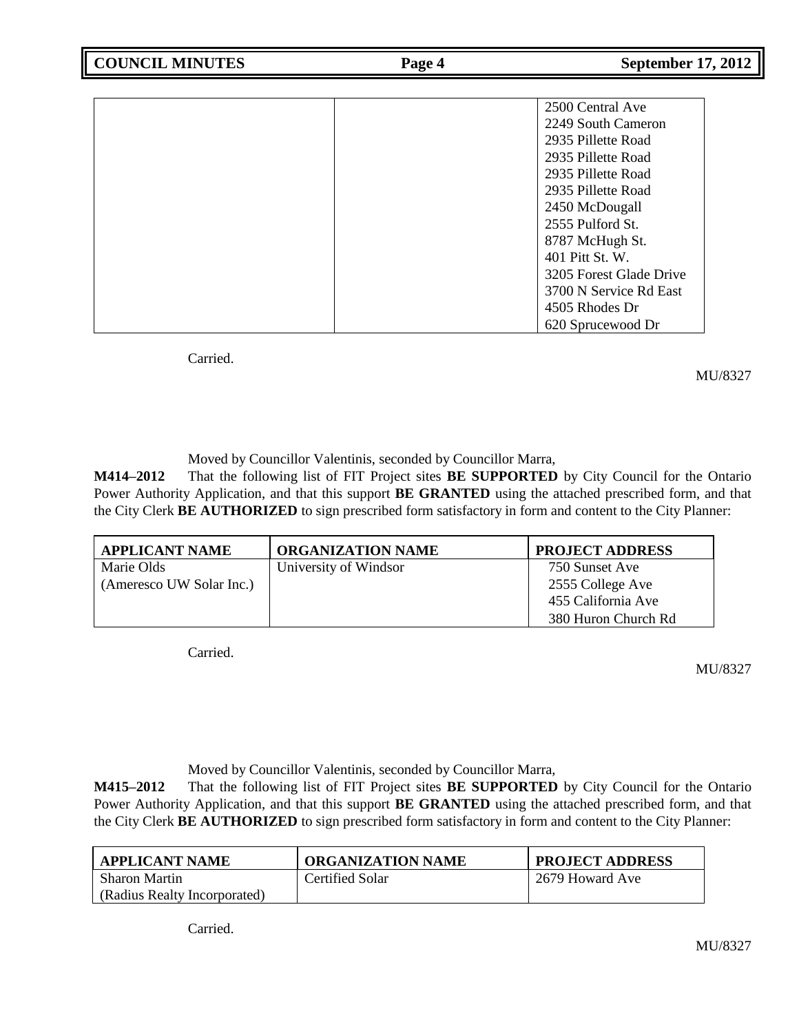| | | |
|---|---|---|
| | | 2500 Central Ave<br>2249 South Cameron<br>2935 Pillette Road<br>2935 Pillette Road<br>2935 Pillette Road<br>2935 Pillette Road<br>2450 McDougall<br>2555 Pulford St.<br>8787 McHugh St.<br>401 Pitt St. W.<br>3205 Forest Glade Drive<br>3700 N Service Rd East<br>4505 Rhodes Dr<br>620 Sprucewood Dr |

Carried.

MU/8327

Moved by Councillor Valentinis, seconded by Councillor Marra,

**M414–2012** That the following list of FIT Project sites **BE SUPPORTED** by City Council for the Ontario Power Authority Application, and that this support **BE GRANTED** using the attached prescribed form, and that the City Clerk **BE AUTHORIZED** to sign prescribed form satisfactory in form and content to the City Planner:

| APPLICANT NAME | ORGANIZATION NAME | PROJECT ADDRESS |
|---|---|---|
| Marie Olds<br>(Ameresco UW Solar Inc.) | University of Windsor | 750 Sunset Ave<br>2555 College Ave<br>455 California Ave<br>380 Huron Church Rd |

Carried.

MU/8327

Moved by Councillor Valentinis, seconded by Councillor Marra,

**M415–2012** That the following list of FIT Project sites **BE SUPPORTED** by City Council for the Ontario Power Authority Application, and that this support **BE GRANTED** using the attached prescribed form, and that the City Clerk **BE AUTHORIZED** to sign prescribed form satisfactory in form and content to the City Planner:

| APPLICANT NAME | ORGANIZATION NAME | PROJECT ADDRESS |
|---|---|---|
| Sharon Martin<br>(Radius Realty Incorporated) | Certified Solar | 2679 Howard Ave |

Carried.

MU/8327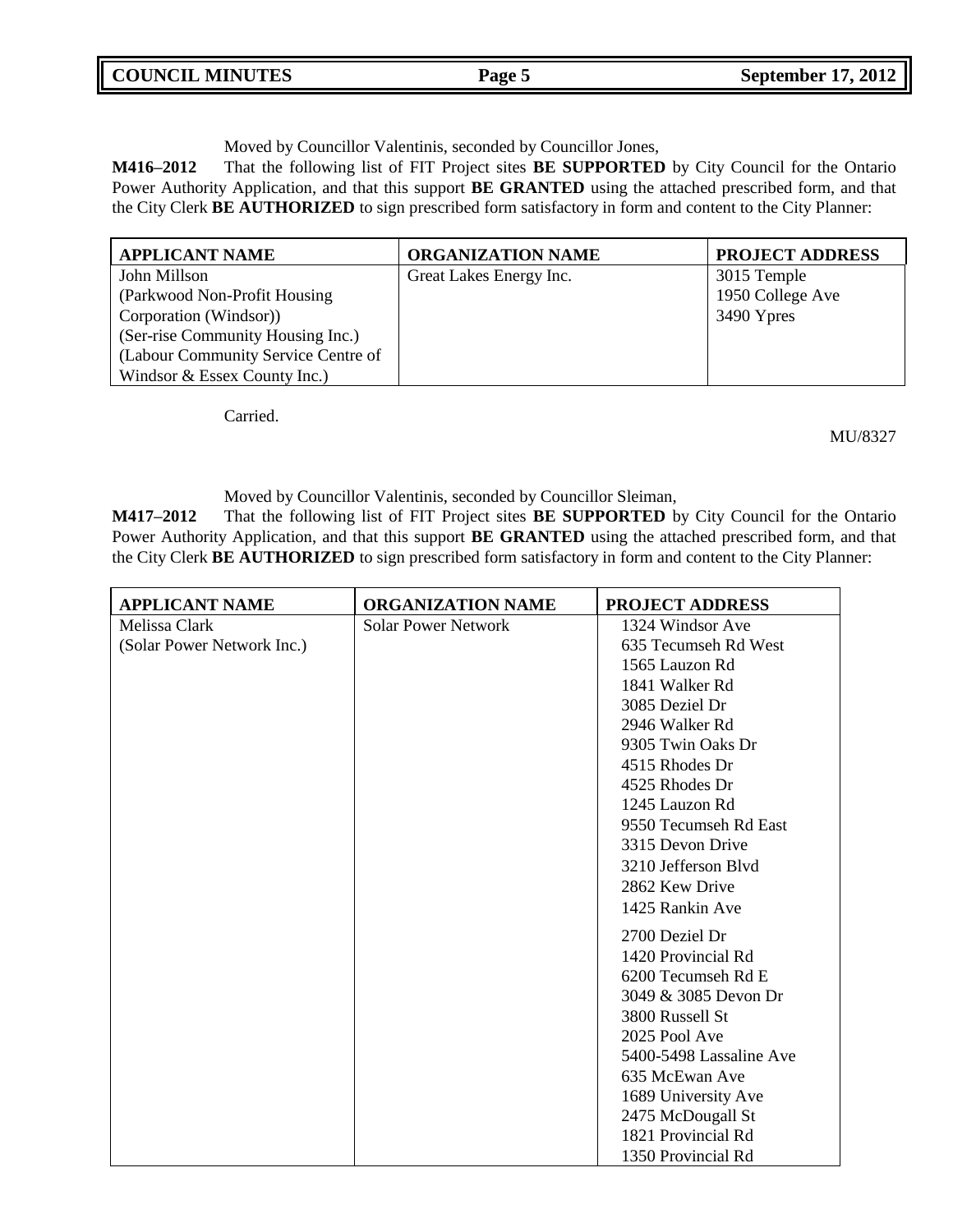Moved by Councillor Valentinis, seconded by Councillor Jones,

**M416–2012** That the following list of FIT Project sites **BE SUPPORTED** by City Council for the Ontario Power Authority Application, and that this support **BE GRANTED** using the attached prescribed form, and that the City Clerk **BE AUTHORIZED** to sign prescribed form satisfactory in form and content to the City Planner:

| APPLICANT NAME | ORGANIZATION NAME | PROJECT ADDRESS |
| --- | --- | --- |
| John Millson<br>(Parkwood Non-Profit Housing Corporation (Windsor))<br>(Ser-rise Community Housing Inc.)<br>(Labour Community Service Centre of Windsor & Essex County Inc.) | Great Lakes Energy Inc. | 3015 Temple<br>1950 College Ave<br>3490 Ypres |

Carried.

MU/8327

Moved by Councillor Valentinis, seconded by Councillor Sleiman,

**M417–2012** That the following list of FIT Project sites **BE SUPPORTED** by City Council for the Ontario Power Authority Application, and that this support **BE GRANTED** using the attached prescribed form, and that the City Clerk **BE AUTHORIZED** to sign prescribed form satisfactory in form and content to the City Planner:

| APPLICANT NAME | ORGANIZATION NAME | PROJECT ADDRESS |
| --- | --- | --- |
| Melissa Clark<br>(Solar Power Network Inc.) | Solar Power Network | 1324 Windsor Ave<br>635 Tecumseh Rd West<br>1565 Lauzon Rd<br>1841 Walker Rd<br>3085 Deziel Dr<br>2946 Walker Rd<br>9305 Twin Oaks Dr<br>4515 Rhodes Dr<br>4525 Rhodes Dr<br>1245 Lauzon Rd<br>9550 Tecumseh Rd East<br>3315 Devon Drive<br>3210 Jefferson Blvd<br>2862 Kew Drive<br>1425 Rankin Ave<br>2700 Deziel Dr<br>1420 Provincial Rd<br>6200 Tecumseh Rd E<br>3049 & 3085 Devon Dr<br>3800 Russell St<br>2025 Pool Ave<br>5400-5498 Lassaline Ave<br>635 McEwan Ave<br>1689 University Ave<br>2475 McDougall St<br>1821 Provincial Rd<br>1350 Provincial Rd |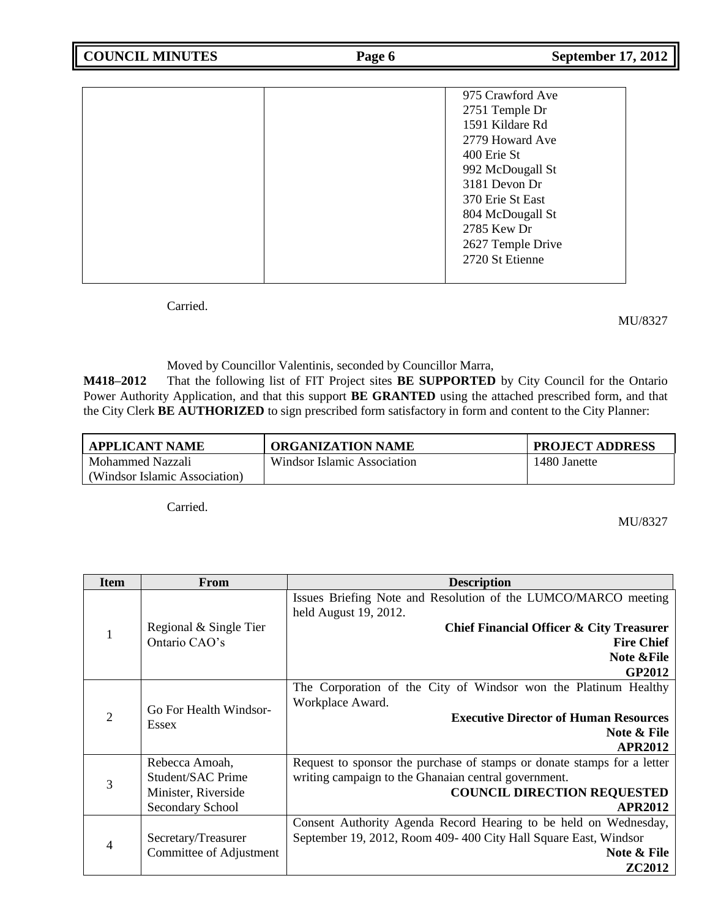| | | |
|---|---|---|
| | | 975 Crawford Ave<br>2751 Temple Dr<br>1591 Kildare Rd<br>2779 Howard Ave<br>400 Erie St<br>992 McDougall St<br>3181 Devon Dr<br>370 Erie St East<br>804 McDougall St<br>2785 Kew Dr<br>2627 Temple Drive<br>2720 St Etienne |

Carried.

MU/8327

Moved by Councillor Valentinis, seconded by Councillor Marra,

**M418–2012** That the following list of FIT Project sites **BE SUPPORTED** by City Council for the Ontario Power Authority Application, and that this support **BE GRANTED** using the attached prescribed form, and that the City Clerk **BE AUTHORIZED** to sign prescribed form satisfactory in form and content to the City Planner:

| APPLICANT NAME | ORGANIZATION NAME | PROJECT ADDRESS |
|---|---|---|
| Mohammed Nazzali (Windsor Islamic Association) | Windsor Islamic Association | 1480 Janette |

Carried.

MU/8327

| Item | From | Description |
|---|---|---|
| 1 | Regional & Single Tier Ontario CAO's | Issues Briefing Note and Resolution of the LUMCO/MARCO meeting held August 19, 2012.<br>**Chief Financial Officer & City Treasurer**<br>**Fire Chief**<br>**Note &File**<br>**GP2012** |
| 2 | Go For Health Windsor-Essex | The Corporation of the City of Windsor won the Platinum Healthy Workplace Award.<br>**Executive Director of Human Resources**<br>**Note & File**<br>**APR2012** |
| 3 | Rebecca Amoah, Student/SAC Prime Minister, Riverside Secondary School | Request to sponsor the purchase of stamps or donate stamps for a letter writing campaign to the Ghanaian central government.<br>**COUNCIL DIRECTION REQUESTED**<br>**APR2012** |
| 4 | Secretary/Treasurer Committee of Adjustment | Consent Authority Agenda Record Hearing to be held on Wednesday, September 19, 2012, Room 409- 400 City Hall Square East, Windsor<br>**Note & File**<br>**ZC2012** |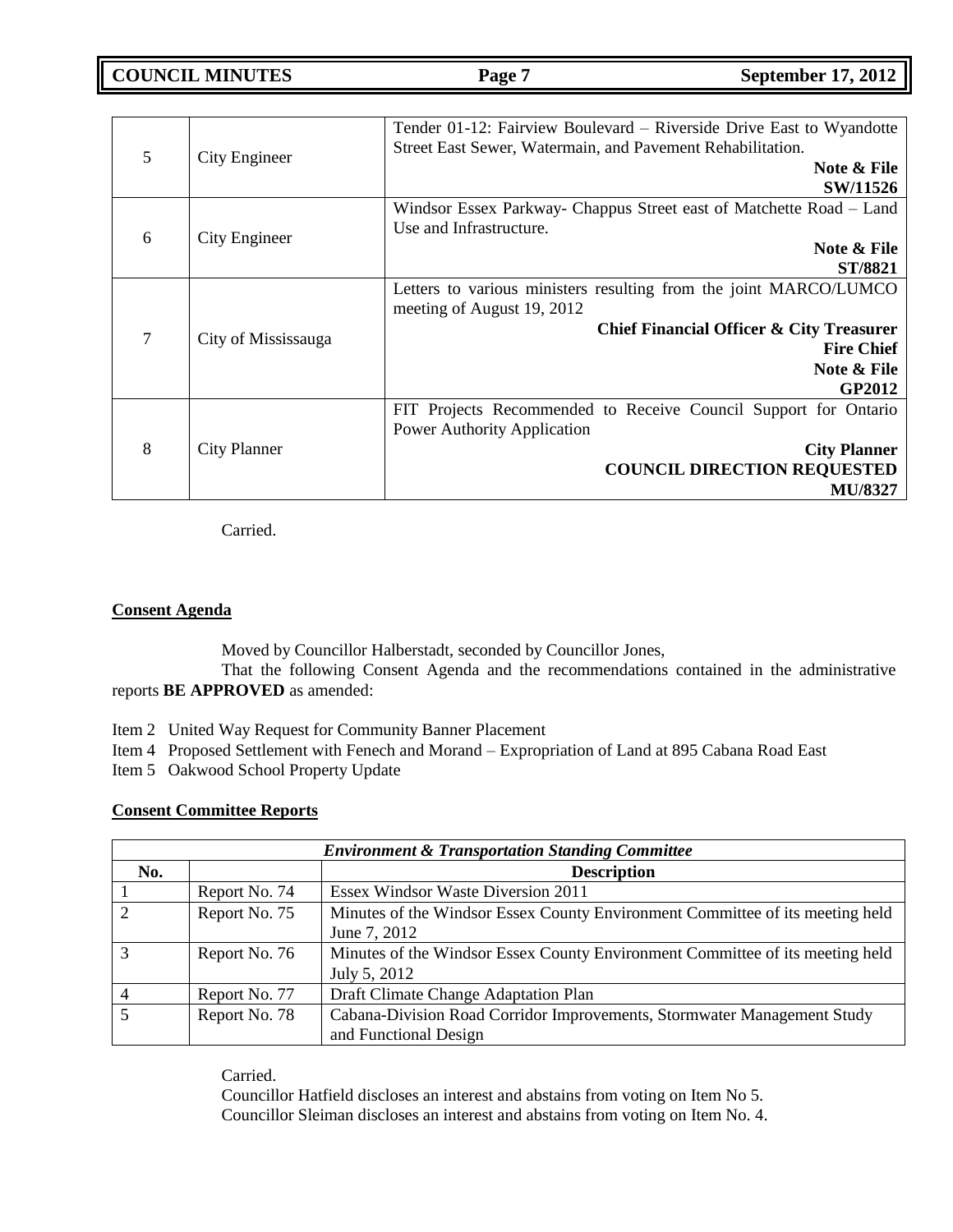| | | |
|---|---|---|
| 5 | City Engineer | Tender 01-12: Fairview Boulevard – Riverside Drive East to Wyandotte Street East Sewer, Watermain, and Pavement Rehabilitation.<br>**Note & File**<br>**SW/11526** |
| 6 | City Engineer | Windsor Essex Parkway- Chappus Street east of Matchette Road – Land Use and Infrastructure.<br>**Note & File**<br>**ST/8821** |
| 7 | City of Mississauga | Letters to various ministers resulting from the joint MARCO/LUMCO meeting of August 19, 2012<br>**Chief Financial Officer & City Treasurer**<br>**Fire Chief**<br>**Note & File**<br>**GP2012** |
| 8 | City Planner | FIT Projects Recommended to Receive Council Support for Ontario Power Authority Application<br>**City Planner**<br>**COUNCIL DIRECTION REQUESTED**<br>**MU/8327** |

Carried.

**Consent Agenda**

Moved by Councillor Halberstadt, seconded by Councillor Jones,

That the following Consent Agenda and the recommendations contained in the administrative reports **BE APPROVED** as amended:

Item 2 United Way Request for Community Banner Placement
Item 4 Proposed Settlement with Fenech and Morand – Expropriation of Land at 895 Cabana Road East
Item 5 Oakwood School Property Update

**Consent Committee Reports**

| *Environment & Transportation Standing Committee* | | |
|---|---|---|
| **No.** | | **Description** |
| 1 | Report No. 74 | Essex Windsor Waste Diversion 2011 |
| 2 | Report No. 75 | Minutes of the Windsor Essex County Environment Committee of its meeting held June 7, 2012 |
| 3 | Report No. 76 | Minutes of the Windsor Essex County Environment Committee of its meeting held July 5, 2012 |
| 4 | Report No. 77 | Draft Climate Change Adaptation Plan |
| 5 | Report No. 78 | Cabana-Division Road Corridor Improvements, Stormwater Management Study and Functional Design |

Carried.

Councillor Hatfield discloses an interest and abstains from voting on Item No 5.

Councillor Sleiman discloses an interest and abstains from voting on Item No. 4.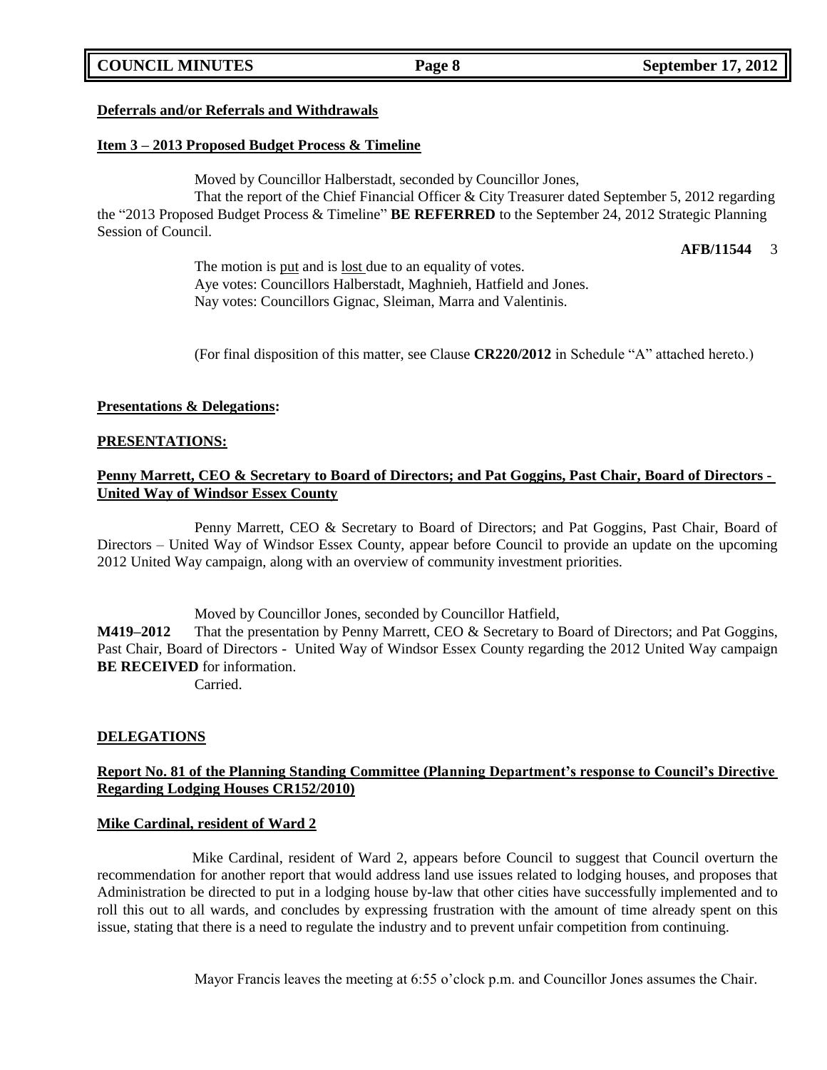**Deferrals and/or Referrals and Withdrawals**

**Item 3 – 2013 Proposed Budget Process & Timeline**

Moved by Councillor Halberstadt, seconded by Councillor Jones,

That the report of the Chief Financial Officer & City Treasurer dated September 5, 2012 regarding the "2013 Proposed Budget Process & Timeline" **BE REFERRED** to the September 24, 2012 Strategic Planning Session of Council.

**AFB/11544** 3

The motion is put and is lost due to an equality of votes.
Aye votes: Councillors Halberstadt, Maghnieh, Hatfield and Jones.
Nay votes: Councillors Gignac, Sleiman, Marra and Valentinis.

(For final disposition of this matter, see Clause **CR220/2012** in Schedule "A" attached hereto.)

**Presentations & Delegations:**

**PRESENTATIONS:**

**Penny Marrett, CEO & Secretary to Board of Directors; and Pat Goggins, Past Chair, Board of Directors - United Way of Windsor Essex County**

Penny Marrett, CEO & Secretary to Board of Directors; and Pat Goggins, Past Chair, Board of Directors – United Way of Windsor Essex County, appear before Council to provide an update on the upcoming 2012 United Way campaign, along with an overview of community investment priorities.

Moved by Councillor Jones, seconded by Councillor Hatfield,

**M419–2012** That the presentation by Penny Marrett, CEO & Secretary to Board of Directors; and Pat Goggins, Past Chair, Board of Directors - United Way of Windsor Essex County regarding the 2012 United Way campaign **BE RECEIVED** for information.

Carried.

**DELEGATIONS**

**Report No. 81 of the Planning Standing Committee (Planning Department's response to Council's Directive Regarding Lodging Houses CR152/2010)**

**Mike Cardinal, resident of Ward 2**

Mike Cardinal, resident of Ward 2, appears before Council to suggest that Council overturn the recommendation for another report that would address land use issues related to lodging houses, and proposes that Administration be directed to put in a lodging house by-law that other cities have successfully implemented and to roll this out to all wards, and concludes by expressing frustration with the amount of time already spent on this issue, stating that there is a need to regulate the industry and to prevent unfair competition from continuing.

Mayor Francis leaves the meeting at 6:55 o'clock p.m. and Councillor Jones assumes the Chair.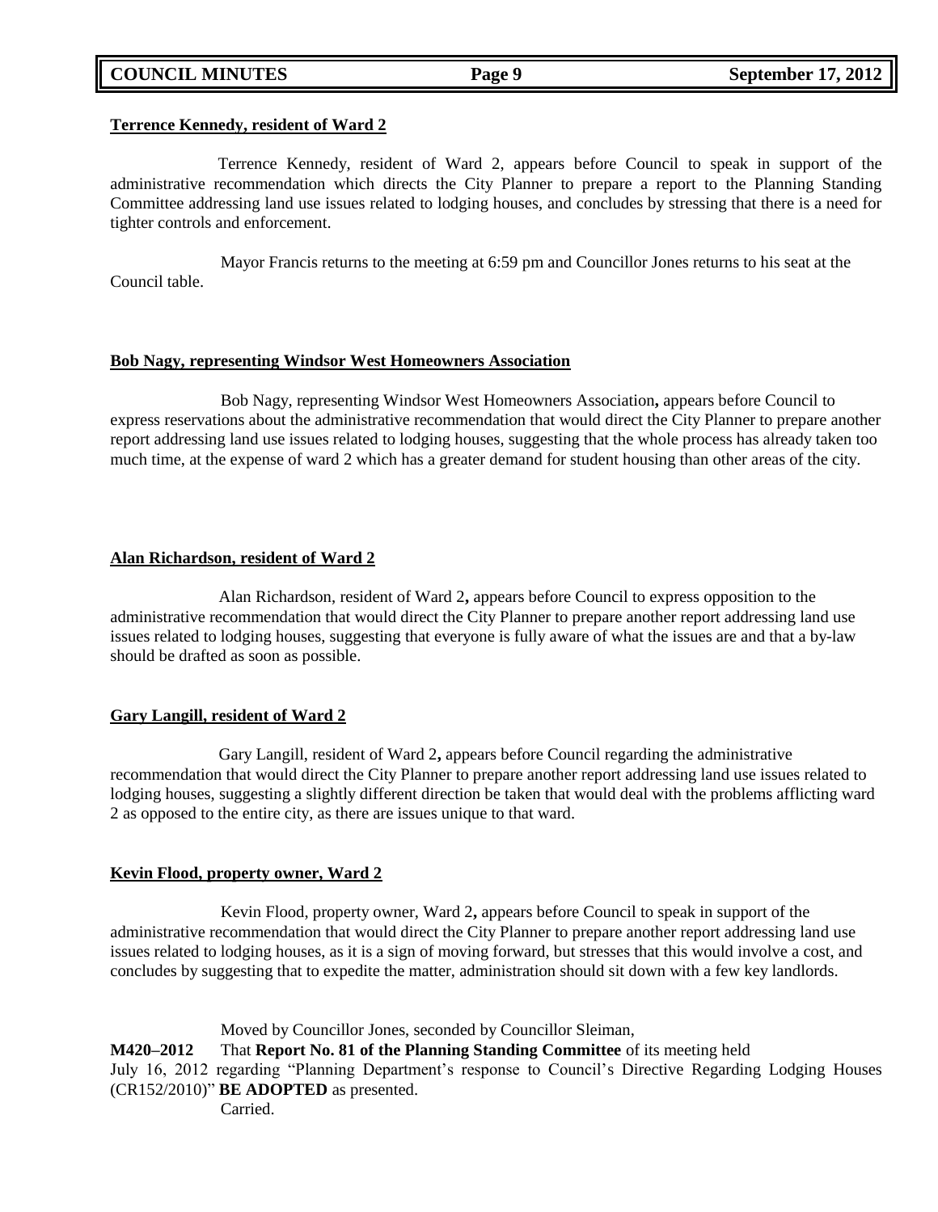**Terrence Kennedy, resident of Ward 2**

Terrence Kennedy, resident of Ward 2, appears before Council to speak in support of the administrative recommendation which directs the City Planner to prepare a report to the Planning Standing Committee addressing land use issues related to lodging houses, and concludes by stressing that there is a need for tighter controls and enforcement.

Mayor Francis returns to the meeting at 6:59 pm and Councillor Jones returns to his seat at the Council table.

**Bob Nagy, representing Windsor West Homeowners Association**

Bob Nagy, representing Windsor West Homeowners Association**,** appears before Council to express reservations about the administrative recommendation that would direct the City Planner to prepare another report addressing land use issues related to lodging houses, suggesting that the whole process has already taken too much time, at the expense of ward 2 which has a greater demand for student housing than other areas of the city.

**Alan Richardson, resident of Ward 2**

Alan Richardson, resident of Ward 2**,** appears before Council to express opposition to the administrative recommendation that would direct the City Planner to prepare another report addressing land use issues related to lodging houses, suggesting that everyone is fully aware of what the issues are and that a by-law should be drafted as soon as possible.

**Gary Langill, resident of Ward 2**

Gary Langill, resident of Ward 2**,** appears before Council regarding the administrative recommendation that would direct the City Planner to prepare another report addressing land use issues related to lodging houses, suggesting a slightly different direction be taken that would deal with the problems afflicting ward 2 as opposed to the entire city, as there are issues unique to that ward.

**Kevin Flood, property owner, Ward 2**

Kevin Flood, property owner, Ward 2**,** appears before Council to speak in support of the administrative recommendation that would direct the City Planner to prepare another report addressing land use issues related to lodging houses, as it is a sign of moving forward, but stresses that this would involve a cost, and concludes by suggesting that to expedite the matter, administration should sit down with a few key landlords.

Moved by Councillor Jones, seconded by Councillor Sleiman,

**M420–2012** That **Report No. 81 of the Planning Standing Committee** of its meeting held July 16, 2012 regarding "Planning Department's response to Council's Directive Regarding Lodging Houses (CR152/2010)" **BE ADOPTED** as presented.

Carried.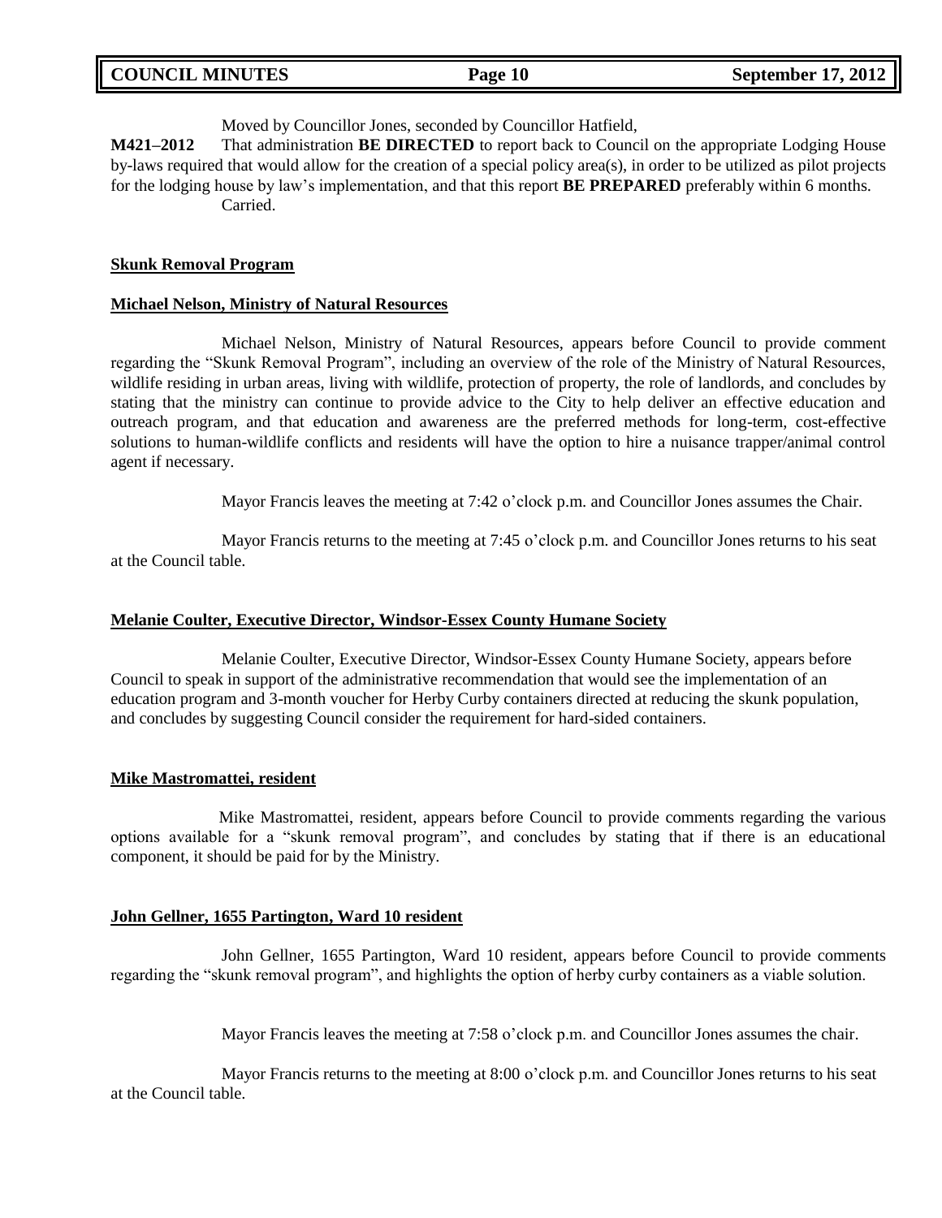Moved by Councillor Jones, seconded by Councillor Hatfield,

**M421–2012** That administration **BE DIRECTED** to report back to Council on the appropriate Lodging House by-laws required that would allow for the creation of a special policy area(s), in order to be utilized as pilot projects for the lodging house by law's implementation, and that this report **BE PREPARED** preferably within 6 months.

Carried.

**Skunk Removal Program**

**Michael Nelson, Ministry of Natural Resources**

Michael Nelson, Ministry of Natural Resources, appears before Council to provide comment regarding the "Skunk Removal Program", including an overview of the role of the Ministry of Natural Resources, wildlife residing in urban areas, living with wildlife, protection of property, the role of landlords, and concludes by stating that the ministry can continue to provide advice to the City to help deliver an effective education and outreach program, and that education and awareness are the preferred methods for long-term, cost-effective solutions to human-wildlife conflicts and residents will have the option to hire a nuisance trapper/animal control agent if necessary.

Mayor Francis leaves the meeting at 7:42 o'clock p.m. and Councillor Jones assumes the Chair.

Mayor Francis returns to the meeting at 7:45 o'clock p.m. and Councillor Jones returns to his seat at the Council table.

**Melanie Coulter, Executive Director, Windsor-Essex County Humane Society**

Melanie Coulter, Executive Director, Windsor-Essex County Humane Society, appears before Council to speak in support of the administrative recommendation that would see the implementation of an education program and 3-month voucher for Herby Curby containers directed at reducing the skunk population, and concludes by suggesting Council consider the requirement for hard-sided containers.

**Mike Mastromattei, resident**

Mike Mastromattei, resident, appears before Council to provide comments regarding the various options available for a "skunk removal program", and concludes by stating that if there is an educational component, it should be paid for by the Ministry.

**John Gellner, 1655 Partington, Ward 10 resident**

John Gellner, 1655 Partington, Ward 10 resident, appears before Council to provide comments regarding the "skunk removal program", and highlights the option of herby curby containers as a viable solution.

Mayor Francis leaves the meeting at 7:58 o'clock p.m. and Councillor Jones assumes the chair.

Mayor Francis returns to the meeting at 8:00 o'clock p.m. and Councillor Jones returns to his seat at the Council table.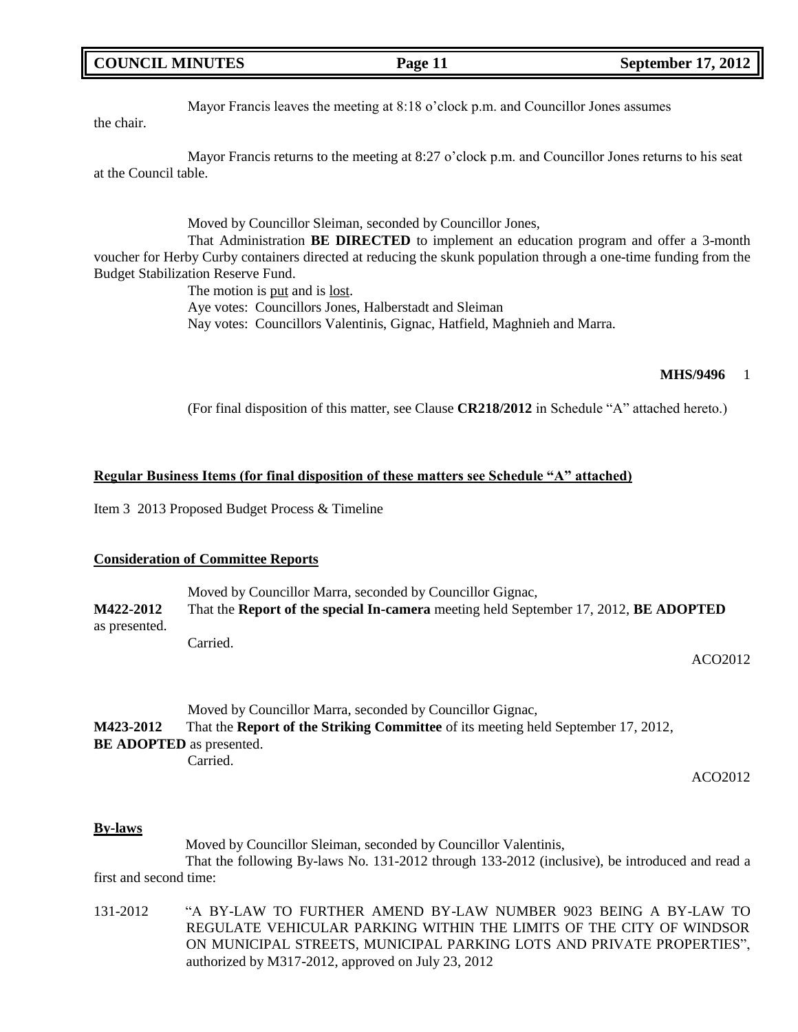Mayor Francis leaves the meeting at 8:18 o'clock p.m. and Councillor Jones assumes the chair.

Mayor Francis returns to the meeting at 8:27 o'clock p.m. and Councillor Jones returns to his seat at the Council table.

Moved by Councillor Sleiman, seconded by Councillor Jones,

That Administration **BE DIRECTED** to implement an education program and offer a 3-month voucher for Herby Curby containers directed at reducing the skunk population through a one-time funding from the Budget Stabilization Reserve Fund.

The motion is put and is lost.

Aye votes: Councillors Jones, Halberstadt and Sleiman

Nay votes: Councillors Valentinis, Gignac, Hatfield, Maghnieh and Marra.

**MHS/9496** 1

(For final disposition of this matter, see Clause **CR218/2012** in Schedule "A" attached hereto.)

**Regular Business Items (for final disposition of these matters see Schedule "A" attached)**

Item 3 2013 Proposed Budget Process & Timeline

**Consideration of Committee Reports**

Moved by Councillor Marra, seconded by Councillor Gignac,

**M422-2012** That the **Report of the special In-camera** meeting held September 17, 2012, **BE ADOPTED** as presented.

Carried.

ACO2012

Moved by Councillor Marra, seconded by Councillor Gignac,

**M423-2012** That the **Report of the Striking Committee** of its meeting held September 17, 2012, **BE ADOPTED** as presented.

Carried.

ACO2012

**By-laws**

Moved by Councillor Sleiman, seconded by Councillor Valentinis,

That the following By-laws No. 131-2012 through 133-2012 (inclusive), be introduced and read a first and second time:

131-2012 "A BY-LAW TO FURTHER AMEND BY-LAW NUMBER 9023 BEING A BY-LAW TO REGULATE VEHICULAR PARKING WITHIN THE LIMITS OF THE CITY OF WINDSOR ON MUNICIPAL STREETS, MUNICIPAL PARKING LOTS AND PRIVATE PROPERTIES", authorized by M317-2012, approved on July 23, 2012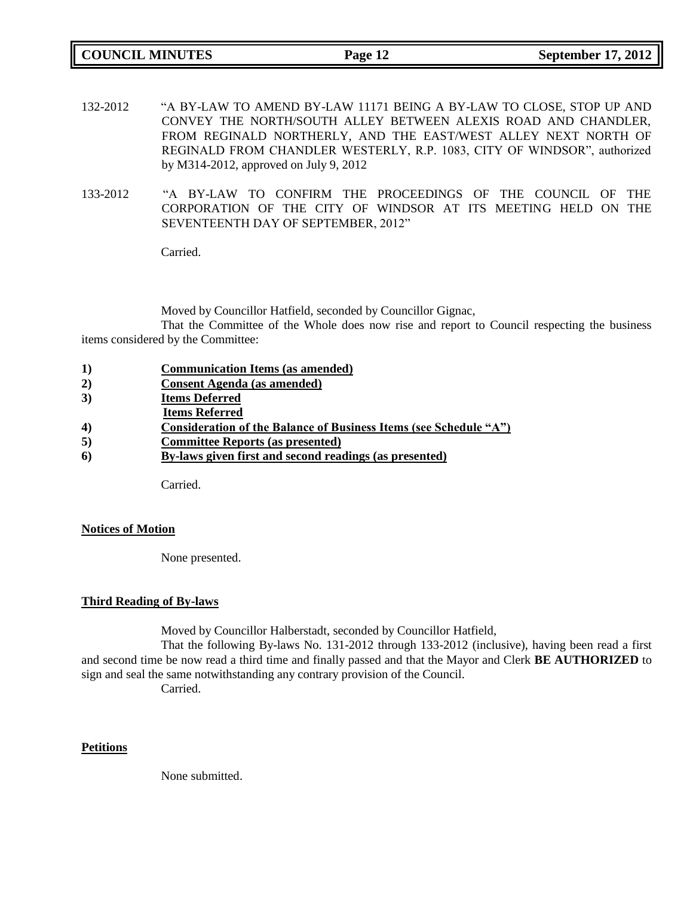132-2012 "A BY-LAW TO AMEND BY-LAW 11171 BEING A BY-LAW TO CLOSE, STOP UP AND CONVEY THE NORTH/SOUTH ALLEY BETWEEN ALEXIS ROAD AND CHANDLER, FROM REGINALD NORTHERLY, AND THE EAST/WEST ALLEY NEXT NORTH OF REGINALD FROM CHANDLER WESTERLY, R.P. 1083, CITY OF WINDSOR", authorized by M314-2012, approved on July 9, 2012

133-2012 "A BY-LAW TO CONFIRM THE PROCEEDINGS OF THE COUNCIL OF THE CORPORATION OF THE CITY OF WINDSOR AT ITS MEETING HELD ON THE SEVENTEENTH DAY OF SEPTEMBER, 2012"

Carried.

Moved by Councillor Hatfield, seconded by Councillor Gignac,

That the Committee of the Whole does now rise and report to Council respecting the business items considered by the Committee:

1) **Communication Items (as amended)**
2) **Consent Agenda (as amended)**
3) **Items Deferred**
   **Items Referred**
4) **Consideration of the Balance of Business Items (see Schedule "A")**
5) **Committee Reports (as presented)**
6) **By-laws given first and second readings (as presented)**

Carried.

**Notices of Motion**

None presented.

**Third Reading of By-laws**

Moved by Councillor Halberstadt, seconded by Councillor Hatfield,

That the following By-laws No. 131-2012 through 133-2012 (inclusive), having been read a first and second time be now read a third time and finally passed and that the Mayor and Clerk **BE AUTHORIZED** to sign and seal the same notwithstanding any contrary provision of the Council.

Carried.

**Petitions**

None submitted.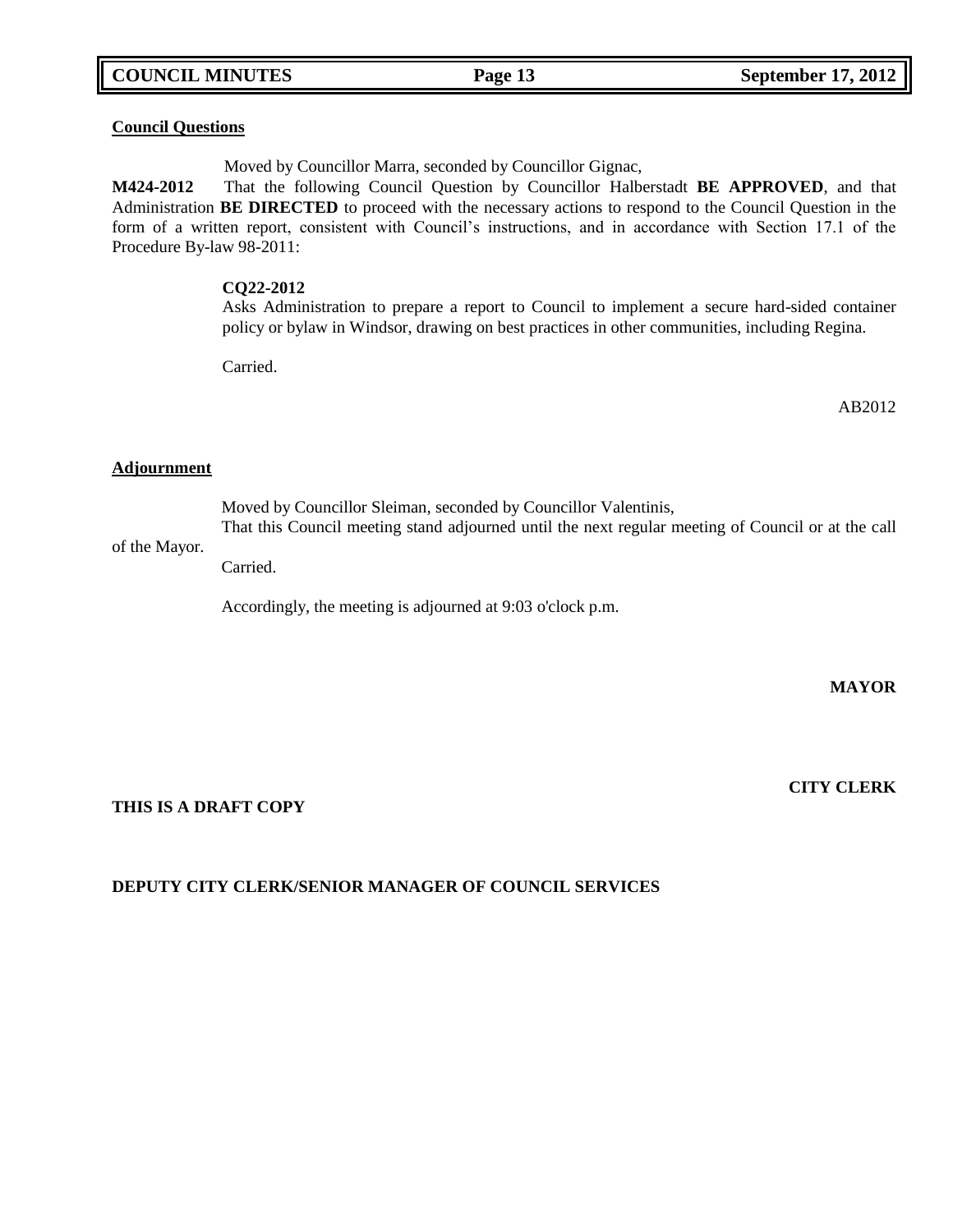**Council Questions**

Moved by Councillor Marra, seconded by Councillor Gignac,

**M424-2012** That the following Council Question by Councillor Halberstadt **BE APPROVED**, and that Administration **BE DIRECTED** to proceed with the necessary actions to respond to the Council Question in the form of a written report, consistent with Council's instructions, and in accordance with Section 17.1 of the Procedure By-law 98-2011:

**CQ22-2012**
Asks Administration to prepare a report to Council to implement a secure hard-sided container policy or bylaw in Windsor, drawing on best practices in other communities, including Regina.

Carried.

AB2012

**Adjournment**

Moved by Councillor Sleiman, seconded by Councillor Valentinis,
That this Council meeting stand adjourned until the next regular meeting of Council or at the call of the Mayor.
Carried.

Accordingly, the meeting is adjourned at 9:03 o'clock p.m.

**MAYOR**

**CITY CLERK**

**THIS IS A DRAFT COPY**

**DEPUTY CITY CLERK/SENIOR MANAGER OF COUNCIL SERVICES**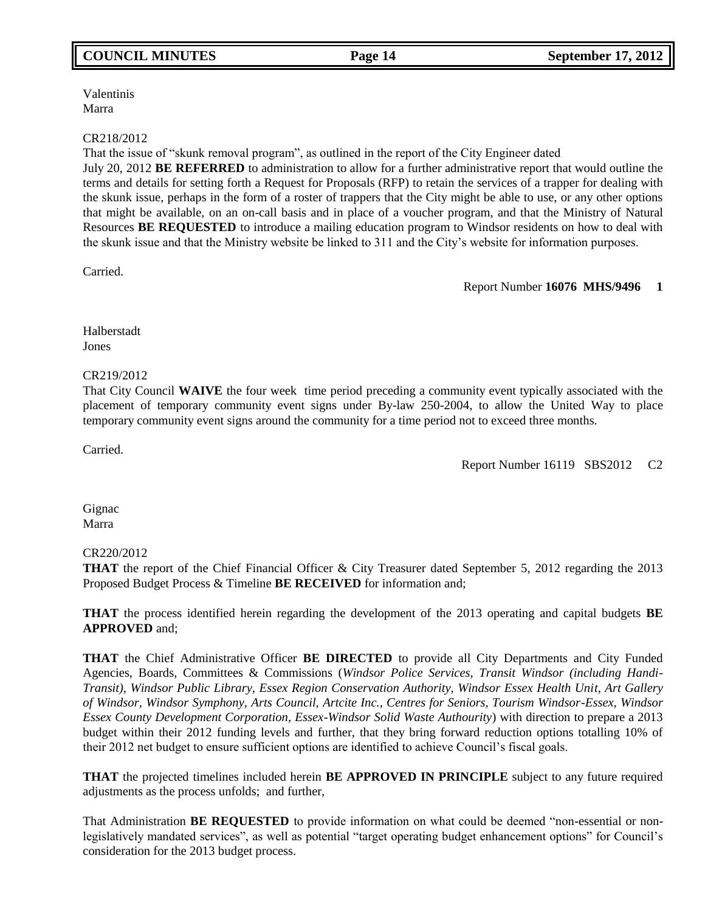Valentinis
Marra

CR218/2012
That the issue of "skunk removal program", as outlined in the report of the City Engineer dated
July 20, 2012 **BE REFERRED** to administration to allow for a further administrative report that would outline the terms and details for setting forth a Request for Proposals (RFP) to retain the services of a trapper for dealing with the skunk issue, perhaps in the form of a roster of trappers that the City might be able to use, or any other options that might be available, on an on-call basis and in place of a voucher program, and that the Ministry of Natural Resources **BE REQUESTED** to introduce a mailing education program to Windsor residents on how to deal with the skunk issue and that the Ministry website be linked to 311 and the City's website for information purposes.

Carried.

Report Number **16076 MHS/9496 1**

Halberstadt
Jones

CR219/2012
That City Council **WAIVE** the four week time period preceding a community event typically associated with the placement of temporary community event signs under By-law 250-2004, to allow the United Way to place temporary community event signs around the community for a time period not to exceed three months.

Carried.

Report Number 16119 SBS2012 C2

Gignac
Marra

CR220/2012
**THAT** the report of the Chief Financial Officer & City Treasurer dated September 5, 2012 regarding the 2013 Proposed Budget Process & Timeline **BE RECEIVED** for information and;

**THAT** the process identified herein regarding the development of the 2013 operating and capital budgets **BE APPROVED** and;

**THAT** the Chief Administrative Officer **BE DIRECTED** to provide all City Departments and City Funded Agencies, Boards, Committees & Commissions (*Windsor Police Services, Transit Windsor (including Handi-Transit), Windsor Public Library, Essex Region Conservation Authority, Windsor Essex Health Unit, Art Gallery of Windsor, Windsor Symphony, Arts Council, Artcite Inc., Centres for Seniors, Tourism Windsor-Essex, Windsor Essex County Development Corporation, Essex-Windsor Solid Waste Authourity*) with direction to prepare a 2013 budget within their 2012 funding levels and further, that they bring forward reduction options totalling 10% of their 2012 net budget to ensure sufficient options are identified to achieve Council's fiscal goals.

**THAT** the projected timelines included herein **BE APPROVED IN PRINCIPLE** subject to any future required adjustments as the process unfolds; and further,

That Administration **BE REQUESTED** to provide information on what could be deemed "non-essential or non-legislatively mandated services", as well as potential "target operating budget enhancement options" for Council's consideration for the 2013 budget process.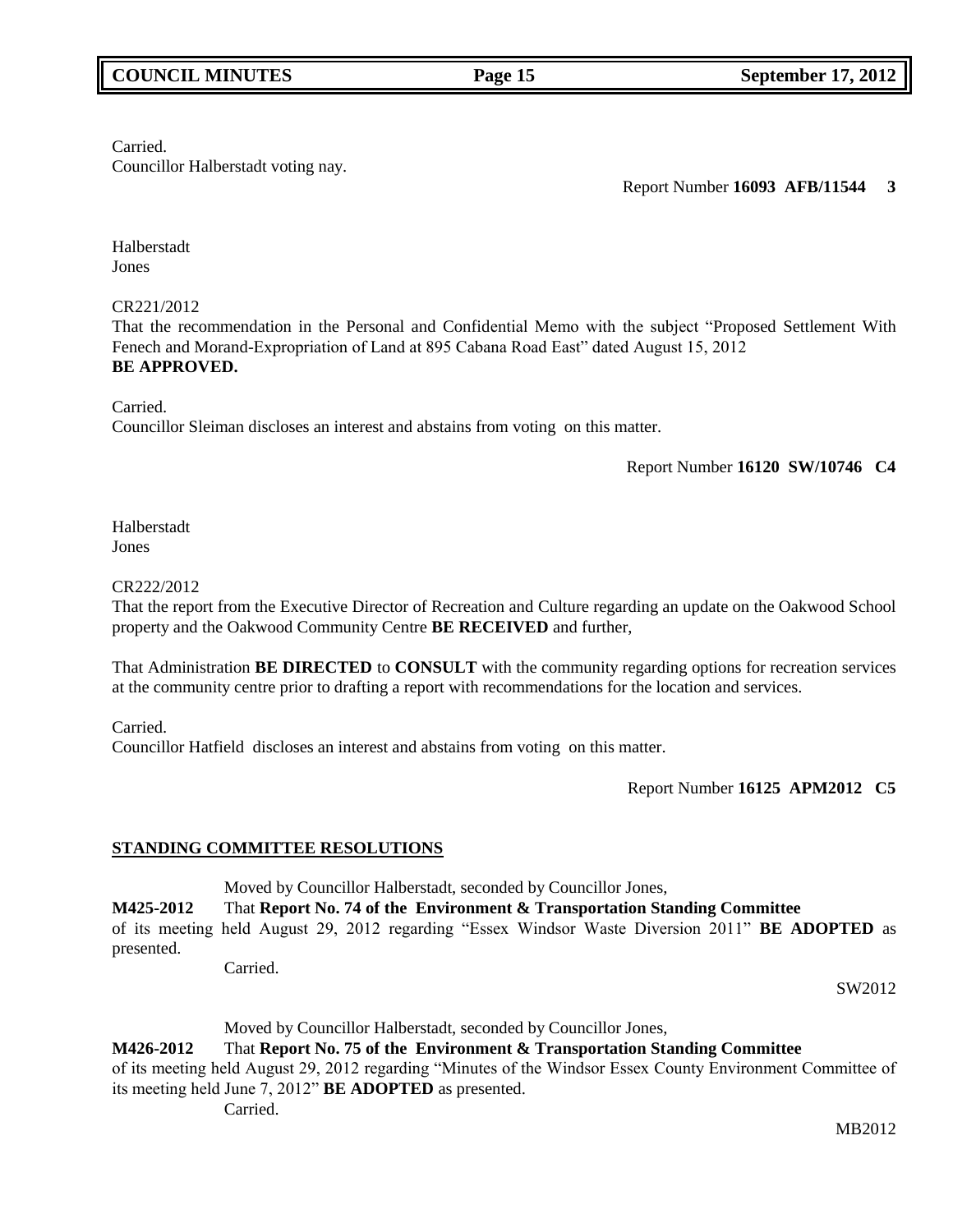Carried.
Councillor Halberstadt voting nay.

Report Number **16093 AFB/11544 3**

Halberstadt
Jones

CR221/2012
That the recommendation in the Personal and Confidential Memo with the subject "Proposed Settlement With Fenech and Morand-Expropriation of Land at 895 Cabana Road East" dated August 15, 2012 **BE APPROVED.**

Carried.
Councillor Sleiman discloses an interest and abstains from voting on this matter.

Report Number **16120 SW/10746 C4**

Halberstadt
Jones

CR222/2012
That the report from the Executive Director of Recreation and Culture regarding an update on the Oakwood School property and the Oakwood Community Centre **BE RECEIVED** and further,

That Administration **BE DIRECTED** to **CONSULT** with the community regarding options for recreation services at the community centre prior to drafting a report with recommendations for the location and services.

Carried.
Councillor Hatfield discloses an interest and abstains from voting on this matter.

Report Number **16125 APM2012 C5**

## **STANDING COMMITTEE RESOLUTIONS**

Moved by Councillor Halberstadt, seconded by Councillor Jones,

**M425-2012** That **Report No. 74 of the Environment & Transportation Standing Committee** of its meeting held August 29, 2012 regarding "Essex Windsor Waste Diversion 2011" **BE ADOPTED** as presented.

Carried.

SW2012

Moved by Councillor Halberstadt, seconded by Councillor Jones,

**M426-2012** That **Report No. 75 of the Environment & Transportation Standing Committee** of its meeting held August 29, 2012 regarding "Minutes of the Windsor Essex County Environment Committee of its meeting held June 7, 2012" **BE ADOPTED** as presented.

Carried.

MB2012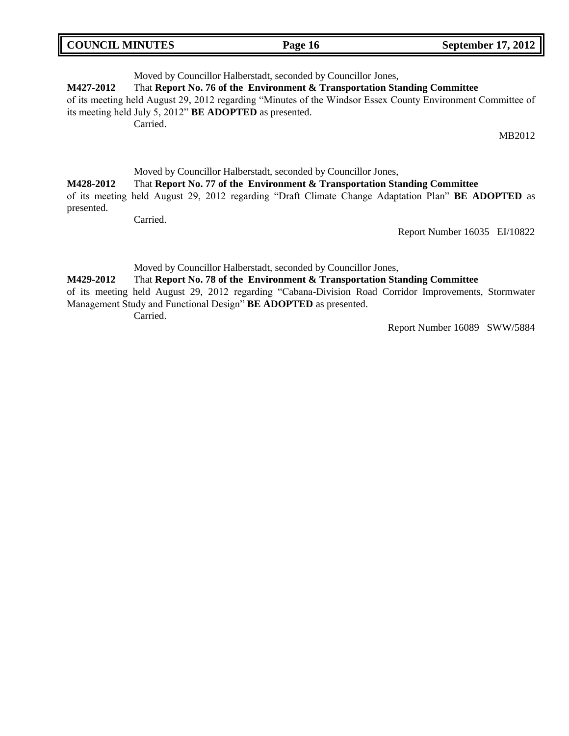Moved by Councillor Halberstadt, seconded by Councillor Jones,

**M427-2012** That **Report No. 76 of the Environment & Transportation Standing Committee** of its meeting held August 29, 2012 regarding "Minutes of the Windsor Essex County Environment Committee of its meeting held July 5, 2012" **BE ADOPTED** as presented.

Carried.

MB2012

Moved by Councillor Halberstadt, seconded by Councillor Jones,

**M428-2012** That **Report No. 77 of the Environment & Transportation Standing Committee** of its meeting held August 29, 2012 regarding "Draft Climate Change Adaptation Plan" **BE ADOPTED** as presented.

Carried.

Report Number 16035 EI/10822

Moved by Councillor Halberstadt, seconded by Councillor Jones,

**M429-2012** That **Report No. 78 of the Environment & Transportation Standing Committee** of its meeting held August 29, 2012 regarding "Cabana-Division Road Corridor Improvements, Stormwater Management Study and Functional Design" **BE ADOPTED** as presented.

Carried.

Report Number 16089 SWW/5884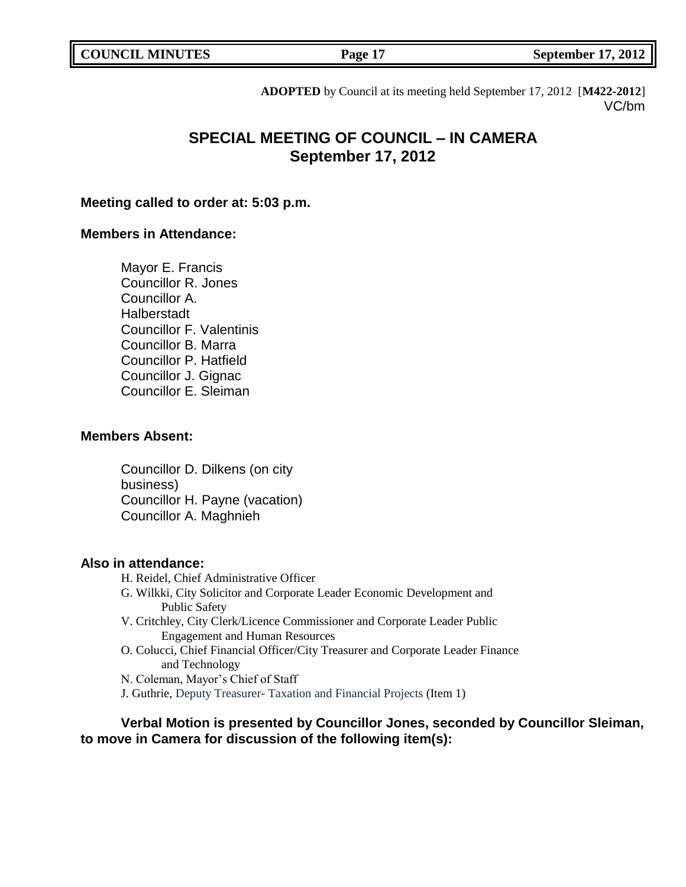**ADOPTED** by Council at its meeting held September 17, 2012 [**M422-2012**]
VC/bm

# SPECIAL MEETING OF COUNCIL – IN CAMERA
# September 17, 2012

**Meeting called to order at: 5:03 p.m.**

**Members in Attendance:**

Mayor E. Francis
Councillor R. Jones
Councillor A. Halberstadt
Councillor F. Valentinis
Councillor B. Marra
Councillor P. Hatfield
Councillor J. Gignac
Councillor E. Sleiman

**Members Absent:**

Councillor D. Dilkens (on city business)
Councillor H. Payne (vacation)
Councillor A. Maghnieh

**Also in attendance:**

H. Reidel, Chief Administrative Officer
G. Wilkki, City Solicitor and Corporate Leader Economic Development and Public Safety
V. Critchley, City Clerk/Licence Commissioner and Corporate Leader Public Engagement and Human Resources
O. Colucci, Chief Financial Officer/City Treasurer and Corporate Leader Finance and Technology
N. Coleman, Mayor's Chief of Staff
J. Guthrie, Deputy Treasurer- Taxation and Financial Projects (Item 1)

**Verbal Motion is presented by Councillor Jones, seconded by Councillor Sleiman, to move in Camera for discussion of the following item(s):**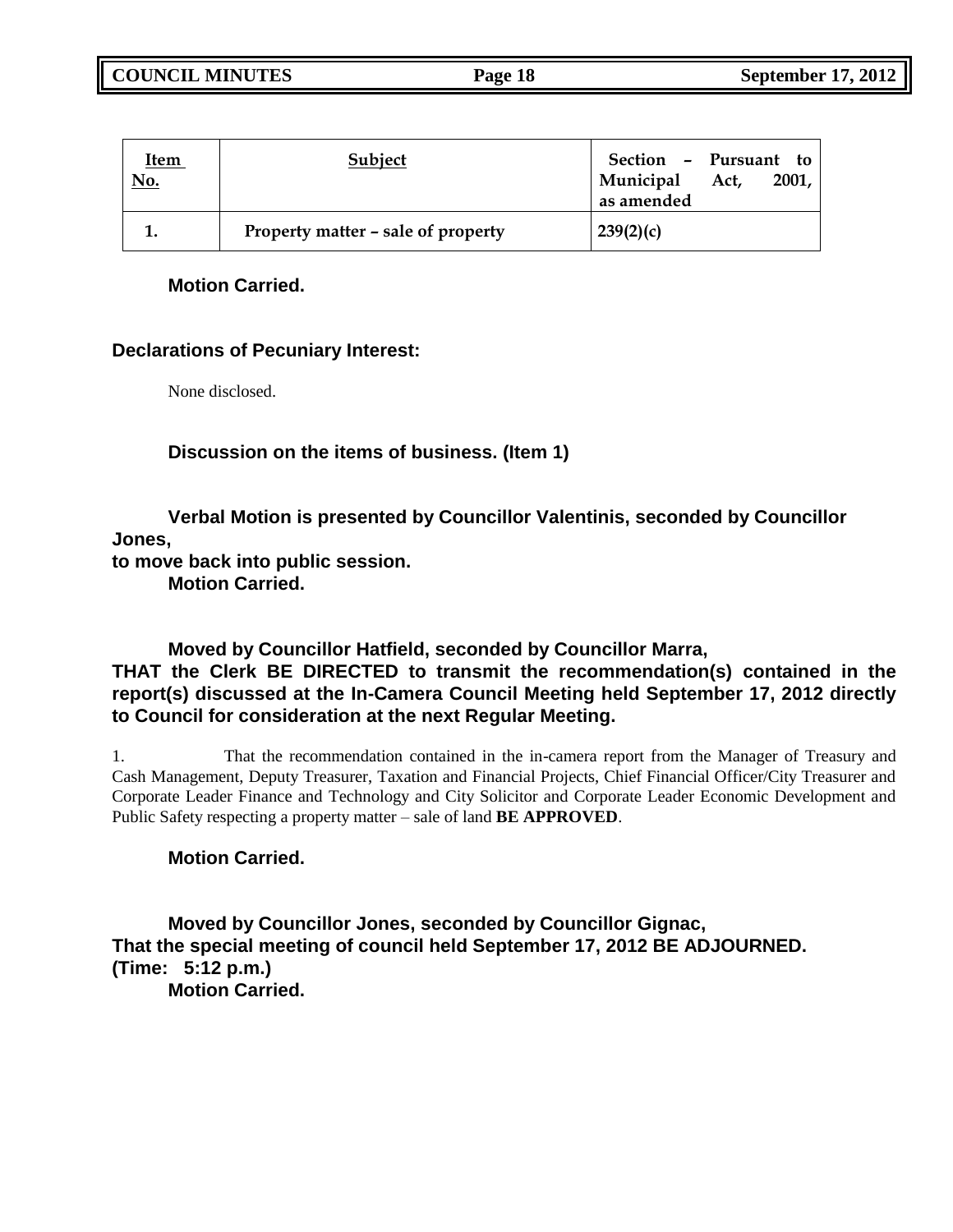| Item No. | Subject | Section – Pursuant to Municipal Act, 2001, as amended |
|---|---|---|
| 1. | Property matter – sale of property | 239(2)(c) |

**Motion Carried.**

**Declarations of Pecuniary Interest:**

None disclosed.

**Discussion on the items of business. (Item 1)**

**Verbal Motion is presented by Councillor Valentinis, seconded by Councillor Jones,**
**to move back into public session.**
**Motion Carried.**

**Moved by Councillor Hatfield, seconded by Councillor Marra,**
**THAT the Clerk BE DIRECTED to transmit the recommendation(s) contained in the report(s) discussed at the In-Camera Council Meeting held September 17, 2012 directly to Council for consideration at the next Regular Meeting.**

1. That the recommendation contained in the in-camera report from the Manager of Treasury and Cash Management, Deputy Treasurer, Taxation and Financial Projects, Chief Financial Officer/City Treasurer and Corporate Leader Finance and Technology and City Solicitor and Corporate Leader Economic Development and Public Safety respecting a property matter – sale of land **BE APPROVED**.

**Motion Carried.**

**Moved by Councillor Jones, seconded by Councillor Gignac,**
**That the special meeting of council held September 17, 2012 BE ADJOURNED.**
**(Time: 5:12 p.m.)**
**Motion Carried.**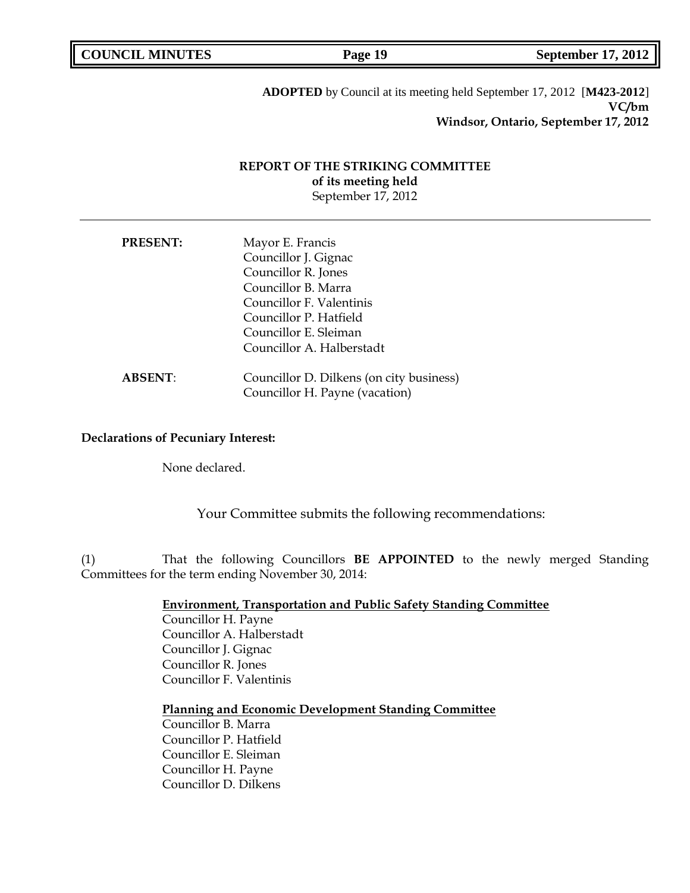**ADOPTED** by Council at its meeting held September 17, 2012 [**M423-2012**]
**VC/bm**
**Windsor, Ontario, September 17, 2012**

**REPORT OF THE STRIKING COMMITTEE**
**of its meeting held**
September 17, 2012

---

| | |
|---|---|
| **PRESENT:** | Mayor E. Francis<br>Councillor J. Gignac<br>Councillor R. Jones<br>Councillor B. Marra<br>Councillor F. Valentinis<br>Councillor P. Hatfield<br>Councillor E. Sleiman<br>Councillor A. Halberstadt |
| **ABSENT**: | Councillor D. Dilkens (on city business)<br>Councillor H. Payne (vacation) |

**Declarations of Pecuniary Interest:**

None declared.

Your Committee submits the following recommendations:

(1) That the following Councillors **BE APPOINTED** to the newly merged Standing Committees for the term ending November 30, 2014:

**Environment, Transportation and Public Safety Standing Committee**
Councillor H. Payne
Councillor A. Halberstadt
Councillor J. Gignac
Councillor R. Jones
Councillor F. Valentinis

**Planning and Economic Development Standing Committee**
Councillor B. Marra
Councillor P. Hatfield
Councillor E. Sleiman
Councillor H. Payne
Councillor D. Dilkens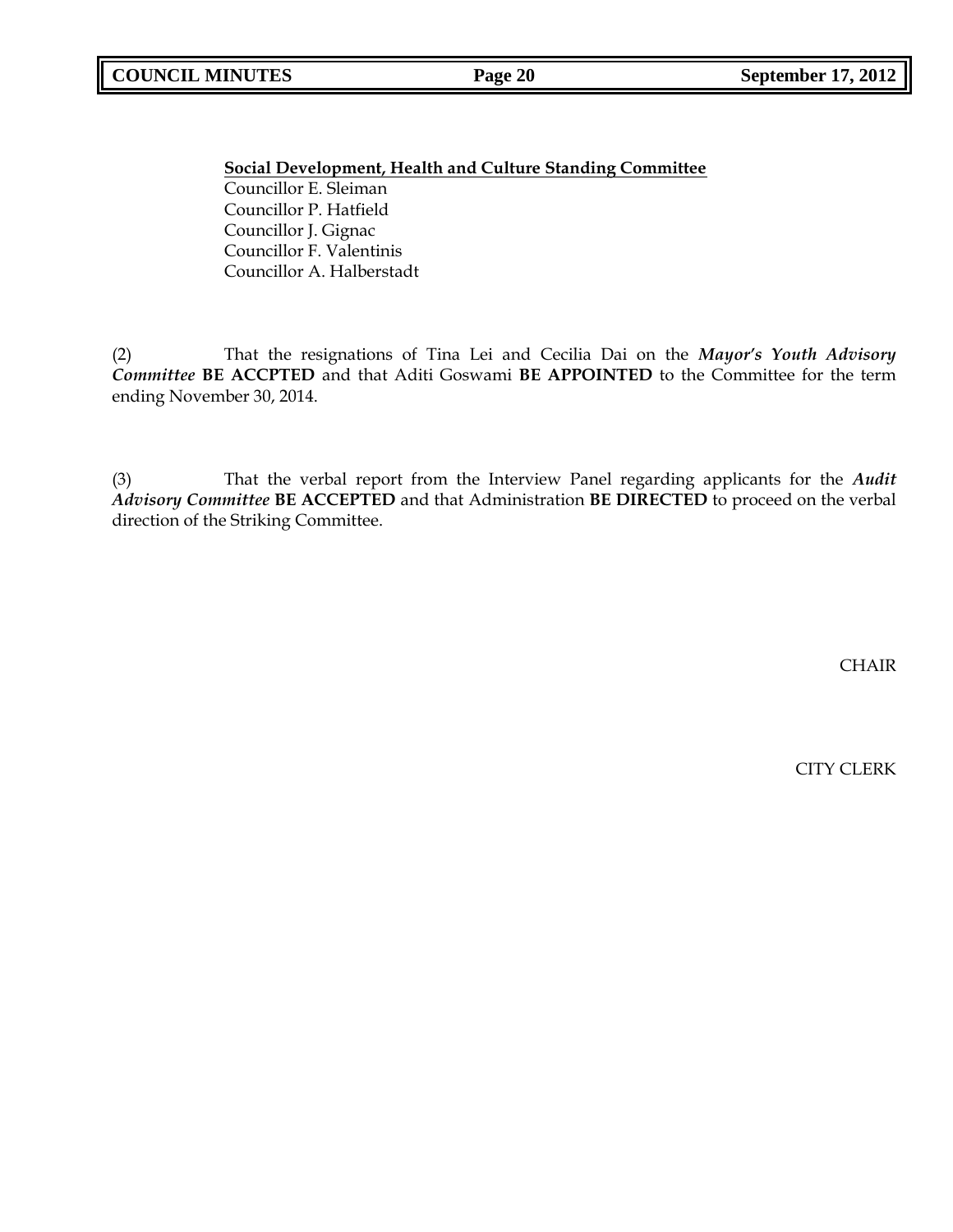**Social Development, Health and Culture Standing Committee**

Councillor E. Sleiman
Councillor P. Hatfield
Councillor J. Gignac
Councillor F. Valentinis
Councillor A. Halberstadt

(2) That the resignations of Tina Lei and Cecilia Dai on the ***Mayor's Youth Advisory Committee*** **BE ACCPTED** and that Aditi Goswami **BE APPOINTED** to the Committee for the term ending November 30, 2014.

(3) That the verbal report from the Interview Panel regarding applicants for the ***Audit Advisory Committee*** **BE ACCEPTED** and that Administration **BE DIRECTED** to proceed on the verbal direction of the Striking Committee.

CHAIR

CITY CLERK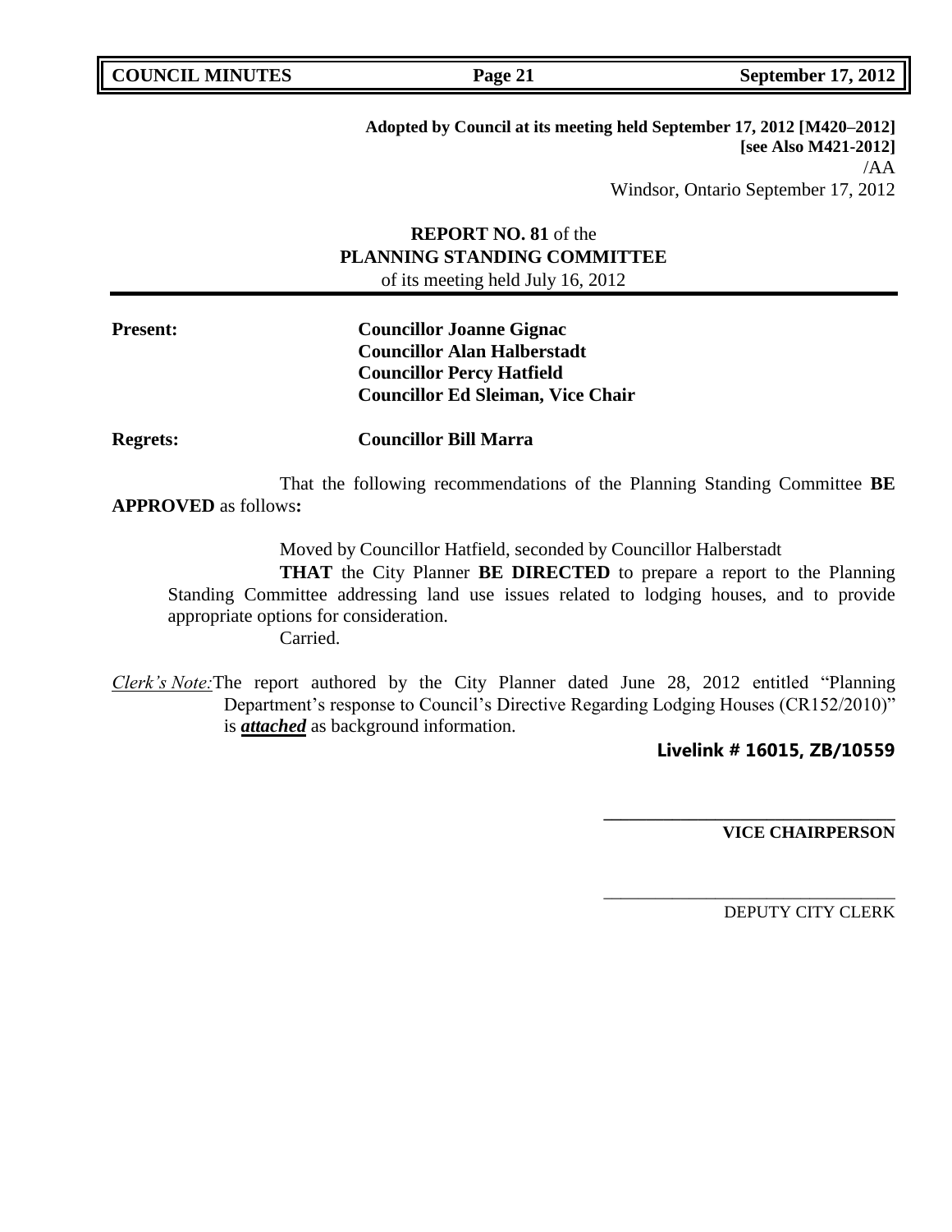**Adopted by Council at its meeting held September 17, 2012 [M420–2012]**
**[see Also M421-2012]**
/AA
Windsor, Ontario September 17, 2012

**REPORT NO. 81** of the
**PLANNING STANDING COMMITTEE**
of its meeting held July 16, 2012

**Present:** **Councillor Joanne Gignac**
**Councillor Alan Halberstadt**
**Councillor Percy Hatfield**
**Councillor Ed Sleiman, Vice Chair**

**Regrets:** **Councillor Bill Marra**

That the following recommendations of the Planning Standing Committee **BE APPROVED** as follows**:**

Moved by Councillor Hatfield, seconded by Councillor Halberstadt

**THAT** the City Planner **BE DIRECTED** to prepare a report to the Planning Standing Committee addressing land use issues related to lodging houses, and to provide appropriate options for consideration.

Carried.

*Clerk's Note:* The report authored by the City Planner dated June 28, 2012 entitled "Planning Department's response to Council's Directive Regarding Lodging Houses (CR152/2010)" is ***attached*** as background information.

**Livelink # 16015, ZB/10559**

\_\_\_\_\_\_\_\_\_\_\_\_\_\_\_\_\_\_\_\_\_\_\_\_\_\_\_\_\_\_\_\_
**VICE CHAIRPERSON**

\_\_\_\_\_\_\_\_\_\_\_\_\_\_\_\_\_\_\_\_\_\_\_\_\_\_\_\_\_\_\_\_
DEPUTY CITY CLERK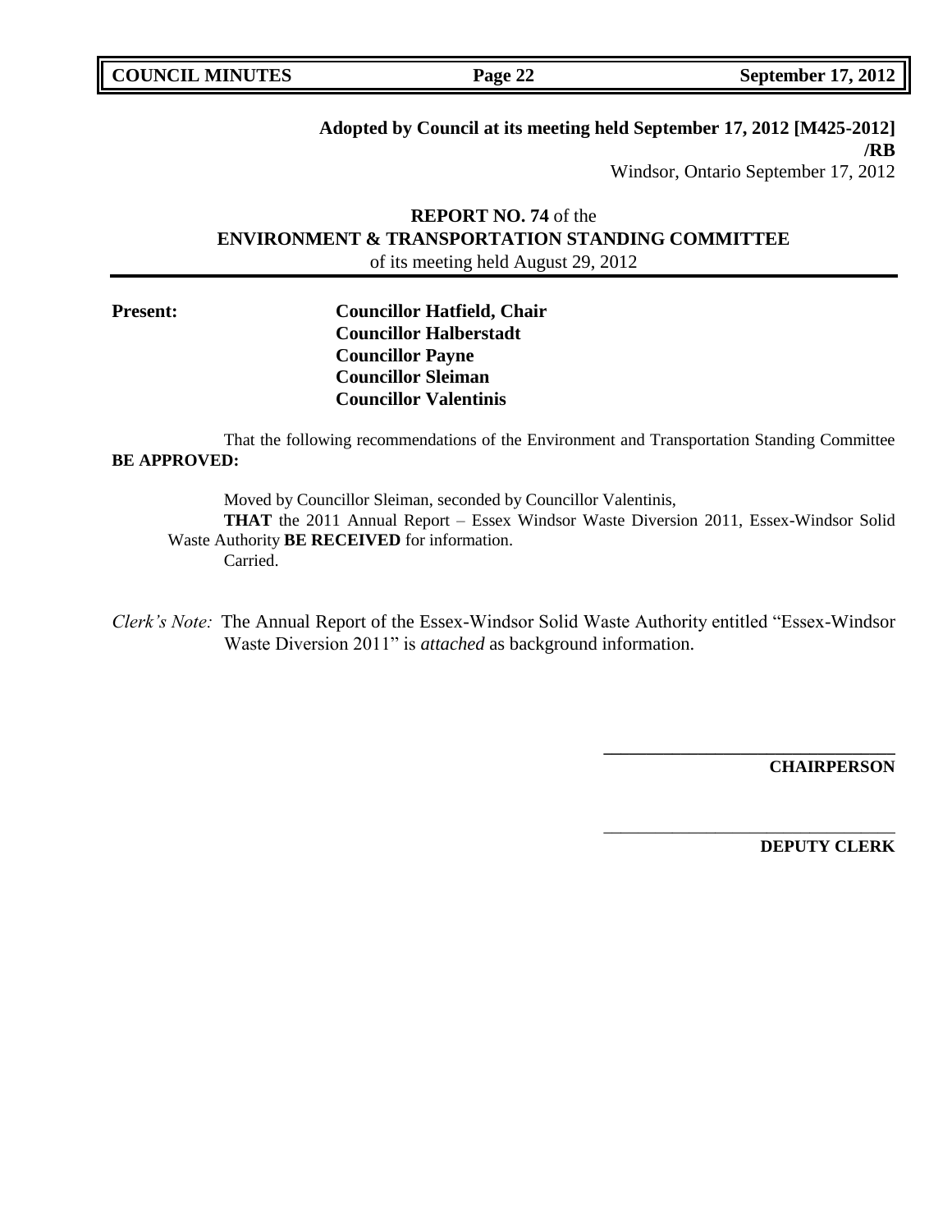**Adopted by Council at its meeting held September 17, 2012 [M425-2012] /RB**

Windsor, Ontario September 17, 2012

**REPORT NO. 74** of the
**ENVIRONMENT & TRANSPORTATION STANDING COMMITTEE**
of its meeting held August 29, 2012

**Present:**

**Councillor Hatfield, Chair**
**Councillor Halberstadt**
**Councillor Payne**
**Councillor Sleiman**
**Councillor Valentinis**

That the following recommendations of the Environment and Transportation Standing Committee **BE APPROVED:**

Moved by Councillor Sleiman, seconded by Councillor Valentinis,

**THAT** the 2011 Annual Report – Essex Windsor Waste Diversion 2011, Essex-Windsor Solid Waste Authority **BE RECEIVED** for information.

Carried.

*Clerk's Note:* The Annual Report of the Essex-Windsor Solid Waste Authority entitled "Essex-Windsor Waste Diversion 2011" is *attached* as background information.

**CHAIRPERSON**

**DEPUTY CLERK**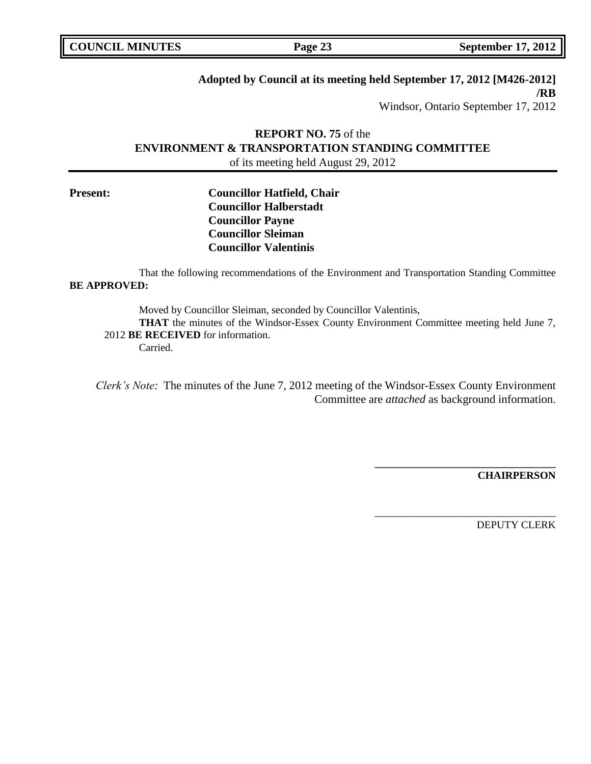**Adopted by Council at its meeting held September 17, 2012 [M426-2012]**
**/RB**
Windsor, Ontario September 17, 2012

**REPORT NO. 75** of the
**ENVIRONMENT & TRANSPORTATION STANDING COMMITTEE**
of its meeting held August 29, 2012

**Present:**

**Councillor Hatfield, Chair**
**Councillor Halberstadt**
**Councillor Payne**
**Councillor Sleiman**
**Councillor Valentinis**

That the following recommendations of the Environment and Transportation Standing Committee **BE APPROVED:**

Moved by Councillor Sleiman, seconded by Councillor Valentinis,
**THAT** the minutes of the Windsor-Essex County Environment Committee meeting held June 7, 2012 **BE RECEIVED** for information.
Carried.

*Clerk's Note:* The minutes of the June 7, 2012 meeting of the Windsor-Essex County Environment Committee are *attached* as background information.

\_\_\_\_\_\_\_\_\_\_\_\_\_\_\_\_\_\_\_\_\_\_\_\_\_\_\_\_\_\_\_\_
**CHAIRPERSON**

\_\_\_\_\_\_\_\_\_\_\_\_\_\_\_\_\_\_\_\_\_\_\_\_\_\_\_\_\_\_\_\_
DEPUTY CLERK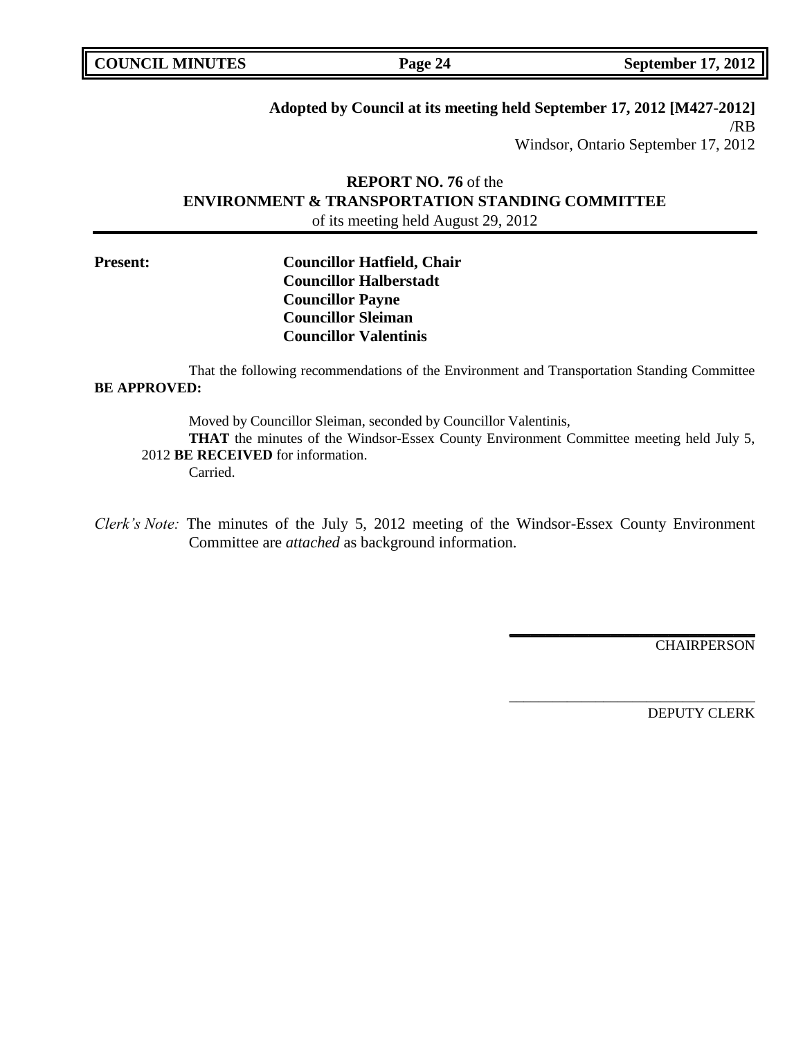**Adopted by Council at its meeting held September 17, 2012 [M427-2012]**

/RB

Windsor, Ontario September 17, 2012

**REPORT NO. 76** of the
**ENVIRONMENT & TRANSPORTATION STANDING COMMITTEE**
of its meeting held August 29, 2012

---

**Present:**

**Councillor Hatfield, Chair**
**Councillor Halberstadt**
**Councillor Payne**
**Councillor Sleiman**
**Councillor Valentinis**

That the following recommendations of the Environment and Transportation Standing Committee **BE APPROVED:**

Moved by Councillor Sleiman, seconded by Councillor Valentinis,

**THAT** the minutes of the Windsor-Essex County Environment Committee meeting held July 5, 2012 **BE RECEIVED** for information.

Carried.

*Clerk's Note:* The minutes of the July 5, 2012 meeting of the Windsor-Essex County Environment Committee are *attached* as background information.

CHAIRPERSON

DEPUTY CLERK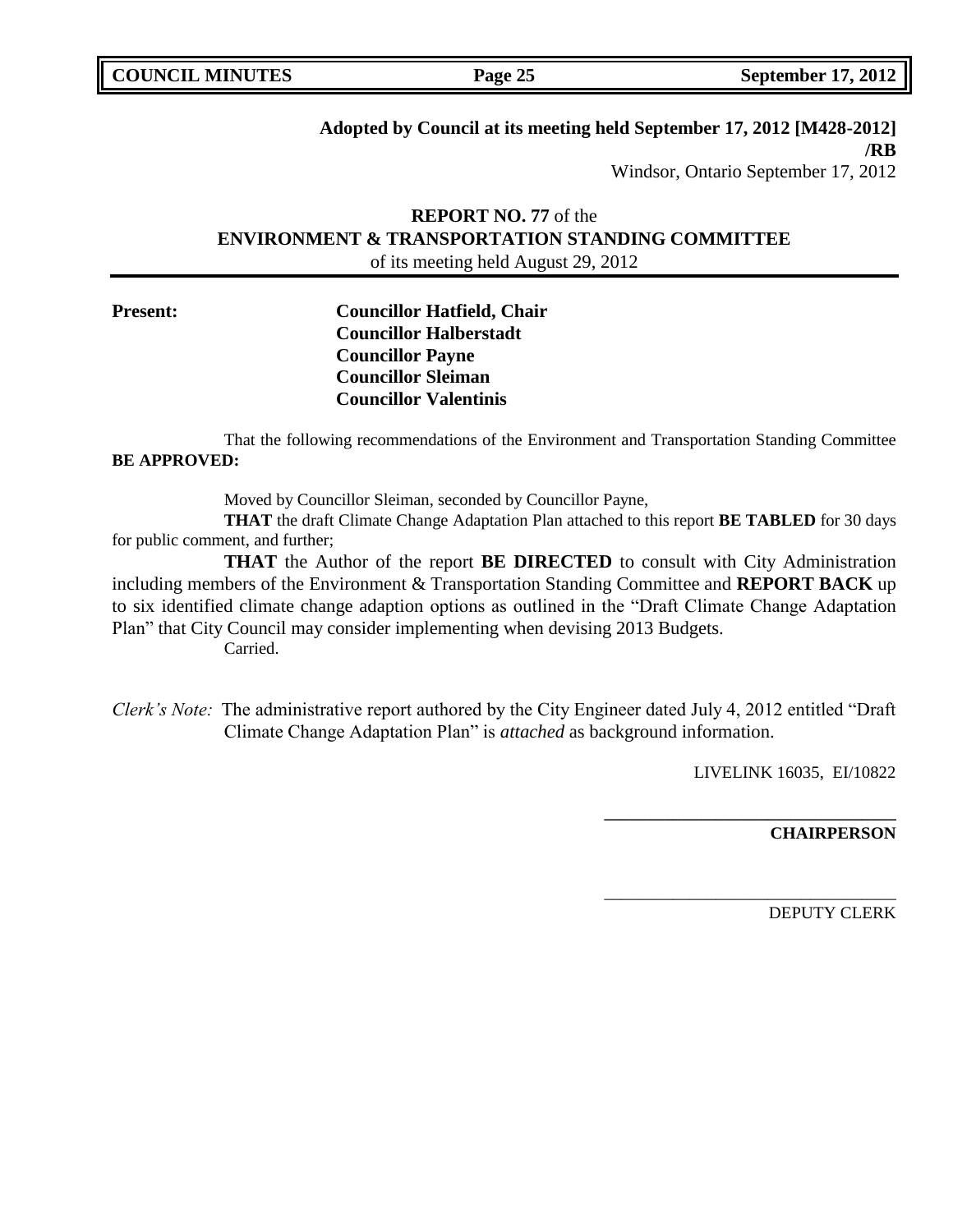**Adopted by Council at its meeting held September 17, 2012 [M428-2012]**
**/RB**
Windsor, Ontario September 17, 2012

**REPORT NO. 77** of the
**ENVIRONMENT & TRANSPORTATION STANDING COMMITTEE**
of its meeting held August 29, 2012

**Present:**
**Councillor Hatfield, Chair**
**Councillor Halberstadt**
**Councillor Payne**
**Councillor Sleiman**
**Councillor Valentinis**

That the following recommendations of the Environment and Transportation Standing Committee **BE APPROVED:**

Moved by Councillor Sleiman, seconded by Councillor Payne,

**THAT** the draft Climate Change Adaptation Plan attached to this report **BE TABLED** for 30 days for public comment, and further;

**THAT** the Author of the report **BE DIRECTED** to consult with City Administration including members of the Environment & Transportation Standing Committee and **REPORT BACK** up to six identified climate change adaption options as outlined in the "Draft Climate Change Adaptation Plan" that City Council may consider implementing when devising 2013 Budgets.

Carried.

*Clerk's Note:* The administrative report authored by the City Engineer dated July 4, 2012 entitled "Draft Climate Change Adaptation Plan" is *attached* as background information.

LIVELINK 16035, EI/10822

\_\_\_\_\_\_\_\_\_\_\_\_\_\_\_\_\_\_\_\_\_\_\_\_\_\_\_\_\_\_\_\_
**CHAIRPERSON**

\_\_\_\_\_\_\_\_\_\_\_\_\_\_\_\_\_\_\_\_\_\_\_\_\_\_\_\_\_\_\_\_
DEPUTY CLERK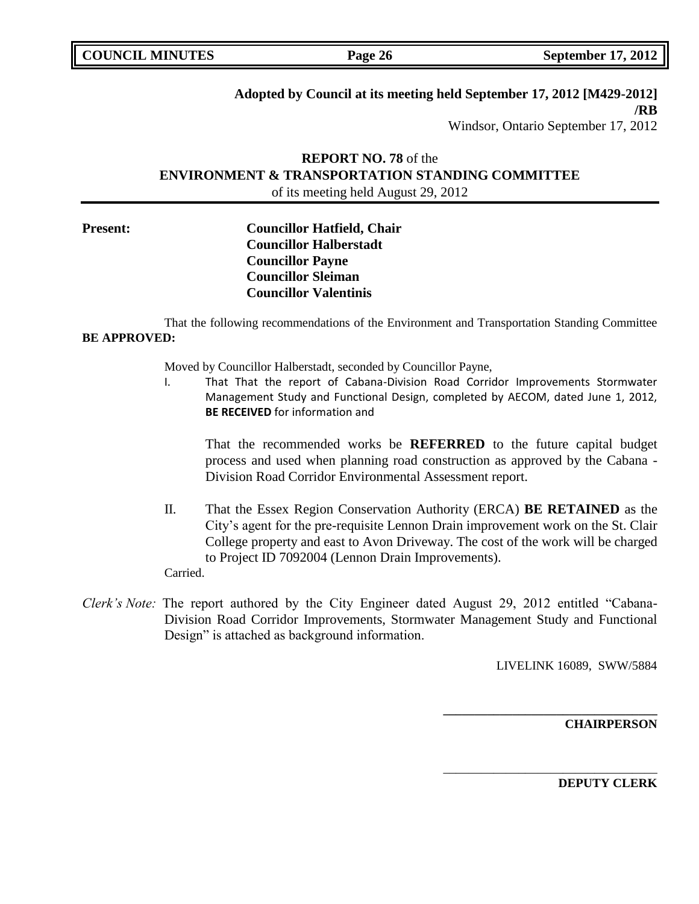**Adopted by Council at its meeting held September 17, 2012 [M429-2012] /RB**

Windsor, Ontario September 17, 2012

**REPORT NO. 78** of the
**ENVIRONMENT & TRANSPORTATION STANDING COMMITTEE**
of its meeting held August 29, 2012

**Present:**

**Councillor Hatfield, Chair**
**Councillor Halberstadt**
**Councillor Payne**
**Councillor Sleiman**
**Councillor Valentinis**

That the following recommendations of the Environment and Transportation Standing Committee **BE APPROVED:**

Moved by Councillor Halberstadt, seconded by Councillor Payne,

I. That That the report of Cabana-Division Road Corridor Improvements Stormwater Management Study and Functional Design, completed by AECOM, dated June 1, 2012, **BE RECEIVED** for information and

That the recommended works be **REFERRED** to the future capital budget process and used when planning road construction as approved by the Cabana - Division Road Corridor Environmental Assessment report.

II. That the Essex Region Conservation Authority (ERCA) **BE RETAINED** as the City's agent for the pre-requisite Lennon Drain improvement work on the St. Clair College property and east to Avon Driveway. The cost of the work will be charged to Project ID 7092004 (Lennon Drain Improvements).

Carried.

*Clerk's Note:* The report authored by the City Engineer dated August 29, 2012 entitled "Cabana-Division Road Corridor Improvements, Stormwater Management Study and Functional Design" is attached as background information.

LIVELINK 16089, SWW/5884

**CHAIRPERSON**

**DEPUTY CLERK**